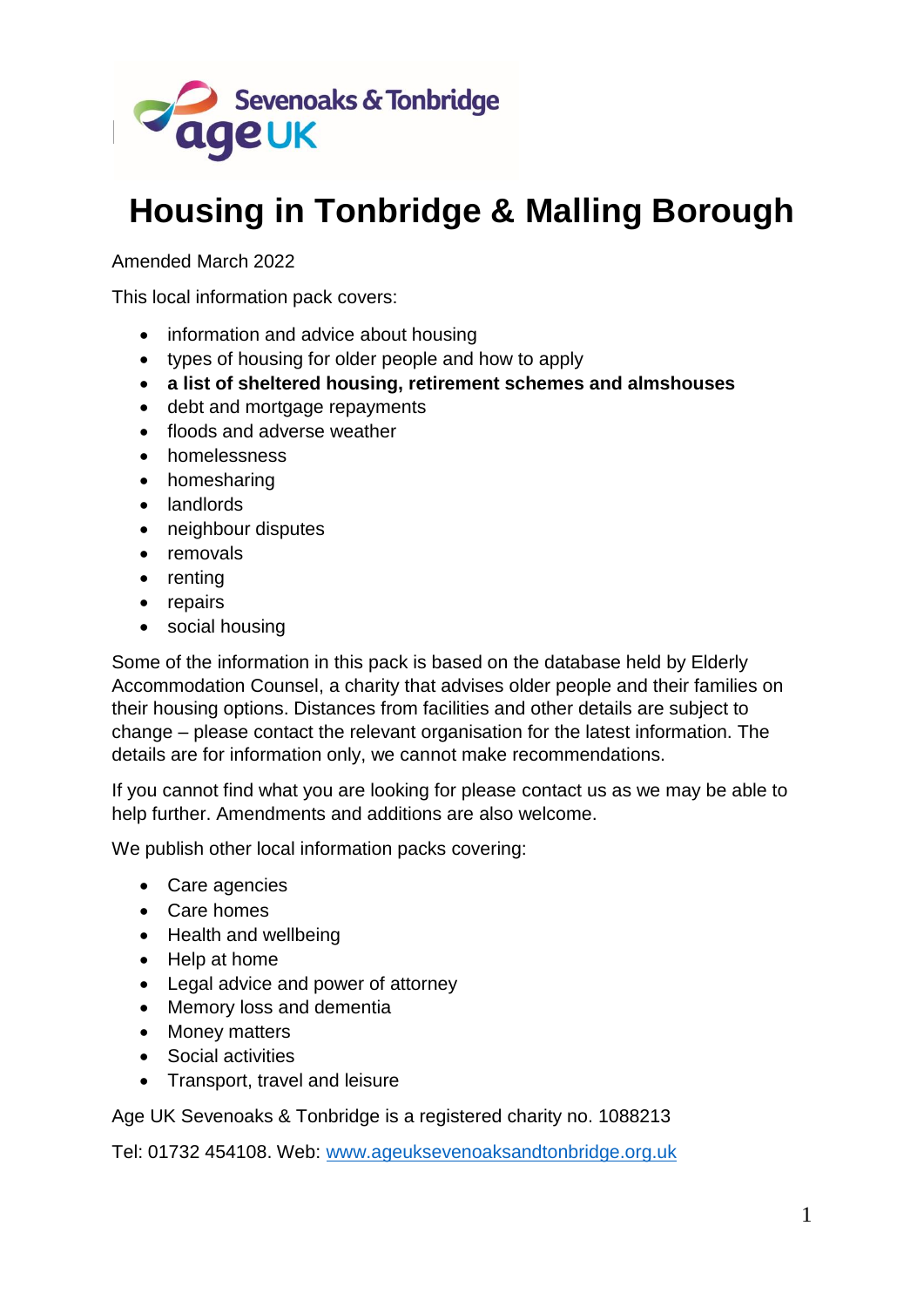# Housing in Tonbridge & Malling Borough

Amended March 2022

This local information pack covers:

- information and advice about housing
- types of housing for older people and how to apply
- **a list of sheltered housing, retirement schemes and almshouses**
- debt and mortgage repayments
- floods and adverse weather
- homelessness
- homesharing
- landlords
- neighbour disputes
- removals
- renting
- repairs
- social housing

Some of the information in this pack is based on the database held by Elderly Accommodation Counsel, a charity that advises older people and their families on their housing options. Distances from facilities and other details are subject to change – please contact the relevant organisation for the latest information. The details are for information only, we cannot make recommendations.

If you cannot find what you are looking for please contact us as we may be able to help further. Amendments and additions are also welcome.

We publish other local information packs covering:

- Care agencies
- Care homes
- Health and wellbeing
- Help at home
- Legal advice and power of attorney
- Memory loss and dementia
- Money matters
- Social activities
- Transport, travel and leisure

Age UK Sevenoaks & Tonbridge is a registered charity no. 1088213

Tel: 01732 454108. Web: [www.ageuksevenoaksandtonbridge.org.uk](http://www.ageuksevenoaksandtonbridge.org.uk)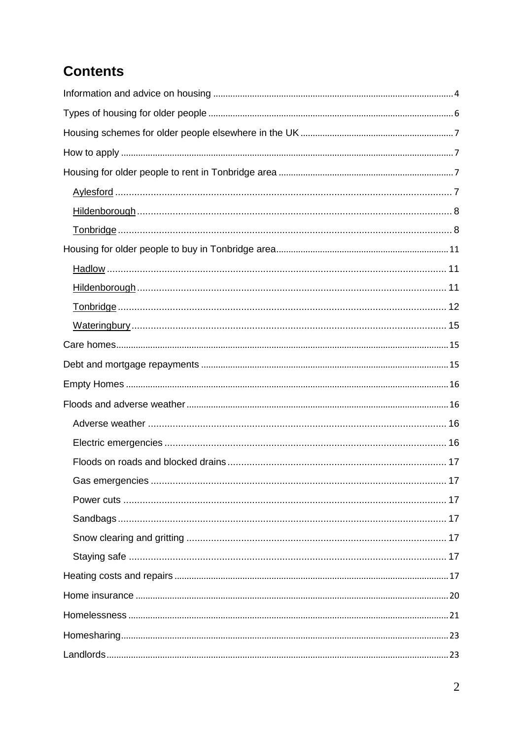## Contents

- Information and advice on housing ..... 4
- Types of housing for older people ..... 6
- Housing schemes for older people elsewhere in the UK ..... 7
- How to apply ..... 7
- Housing for older people to rent in Tonbridge area ..... 7
  - Aylesford ..... 7
  - Hildenborough ..... 8
  - Tonbridge ..... 8
- Housing for older people to buy in Tonbridge area ..... 11
  - Hadlow ..... 11
  - Hildenborough ..... 11
  - Tonbridge ..... 12
  - Wateringbury ..... 15
- Care homes ..... 15
- Debt and mortgage repayments ..... 15
- Empty Homes ..... 16
- Floods and adverse weather ..... 16
  - Adverse weather ..... 16
  - Electric emergencies ..... 16
  - Floods on roads and blocked drains ..... 17
  - Gas emergencies ..... 17
  - Power cuts ..... 17
  - Sandbags ..... 17
  - Snow clearing and gritting ..... 17
  - Staying safe ..... 17
- Heating costs and repairs ..... 17
- Home insurance ..... 20
- Homelessness ..... 21
- Homesharing ..... 23
- Landlords ..... 23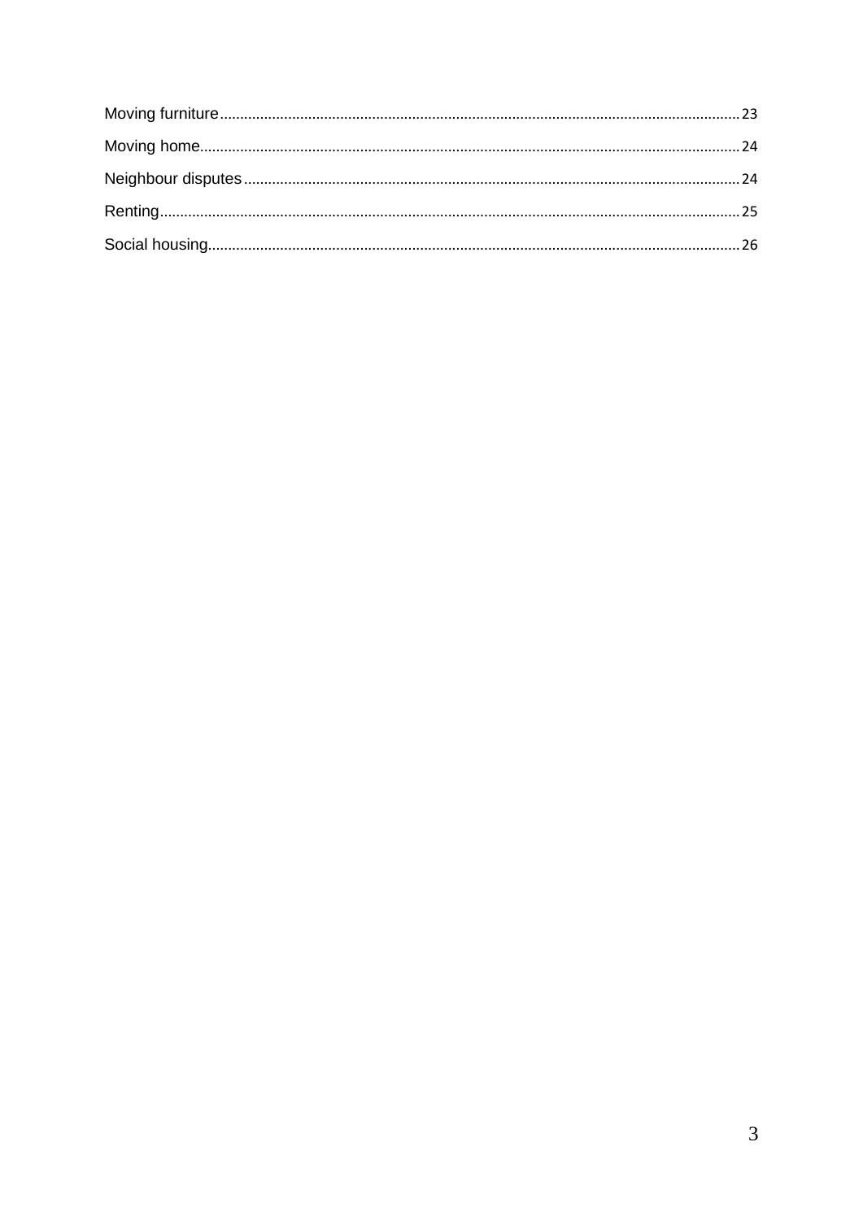Moving furniture ........................................................................................................................ 23

Moving home.............................................................................................................................. 24

Neighbour disputes ..................................................................................................................... 24

Renting....................................................................................................................................... 25

Social housing............................................................................................................................. 26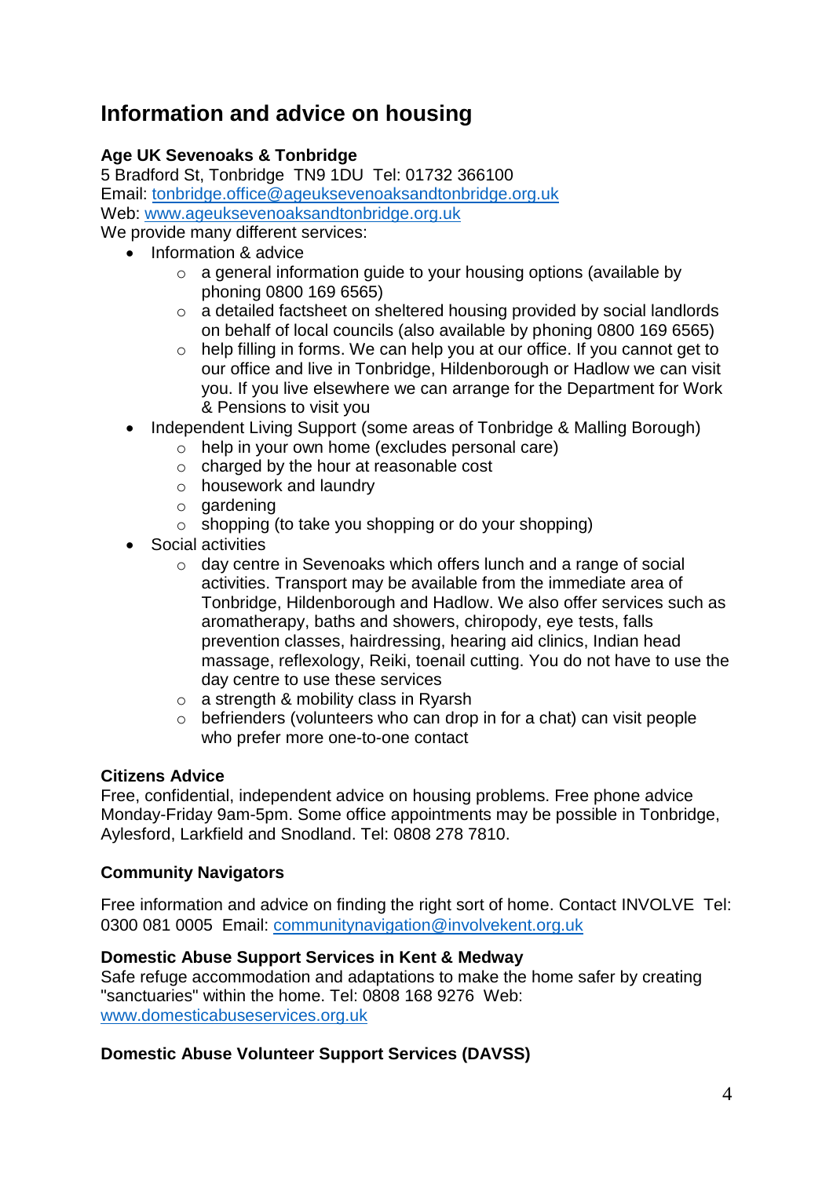## Information and advice on housing

**Age UK Sevenoaks & Tonbridge**
5 Bradford St, Tonbridge TN9 1DU Tel: 01732 366100
Email: tonbridge.office@ageuksevenoaksandtonbridge.org.uk
Web: www.ageuksevenoaksandtonbridge.org.uk
We provide many different services:

- Information & advice
  - a general information guide to your housing options (available by phoning 0800 169 6565)
  - a detailed factsheet on sheltered housing provided by social landlords on behalf of local councils (also available by phoning 0800 169 6565)
  - help filling in forms. We can help you at our office. If you cannot get to our office and live in Tonbridge, Hildenborough or Hadlow we can visit you. If you live elsewhere we can arrange for the Department for Work & Pensions to visit you
- Independent Living Support (some areas of Tonbridge & Malling Borough)
  - help in your own home (excludes personal care)
  - charged by the hour at reasonable cost
  - housework and laundry
  - gardening
  - shopping (to take you shopping or do your shopping)
- Social activities
  - day centre in Sevenoaks which offers lunch and a range of social activities. Transport may be available from the immediate area of Tonbridge, Hildenborough and Hadlow. We also offer services such as aromatherapy, baths and showers, chiropody, eye tests, falls prevention classes, hairdressing, hearing aid clinics, Indian head massage, reflexology, Reiki, toenail cutting. You do not have to use the day centre to use these services
  - a strength & mobility class in Ryarsh
  - befrienders (volunteers who can drop in for a chat) can visit people who prefer more one-to-one contact

**Citizens Advice**
Free, confidential, independent advice on housing problems. Free phone advice Monday-Friday 9am-5pm. Some office appointments may be possible in Tonbridge, Aylesford, Larkfield and Snodland. Tel: 0808 278 7810.

**Community Navigators**

Free information and advice on finding the right sort of home. Contact INVOLVE Tel: 0300 081 0005 Email: communitynavigation@involvekent.org.uk

**Domestic Abuse Support Services in Kent & Medway**
Safe refuge accommodation and adaptations to make the home safer by creating "sanctuaries" within the home. Tel: 0808 168 9276 Web: www.domesticabuseservices.org.uk

**Domestic Abuse Volunteer Support Services (DAVSS)**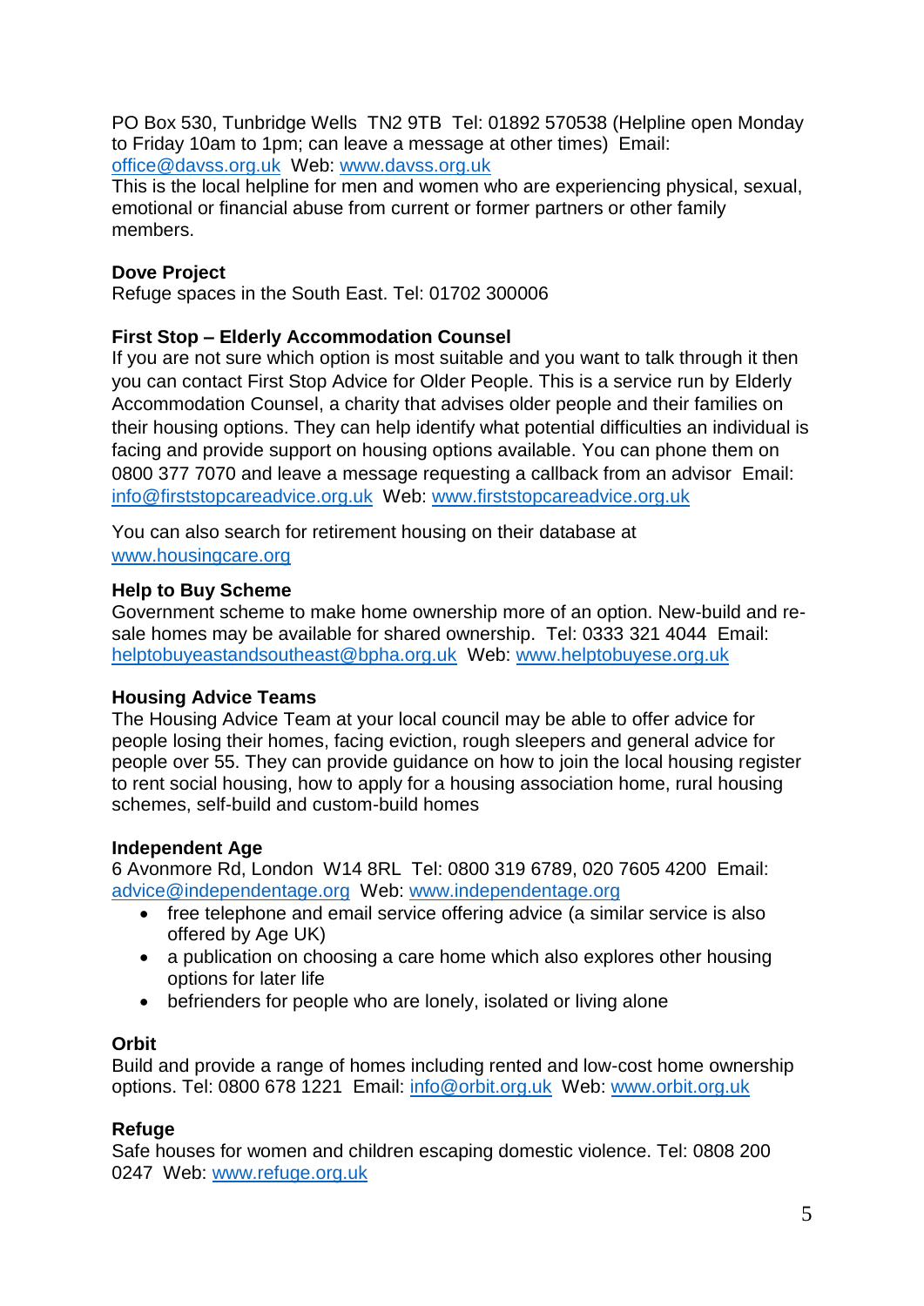PO Box 530, Tunbridge Wells  TN2 9TB  Tel: 01892 570538 (Helpline open Monday to Friday 10am to 1pm; can leave a message at other times)  Email: office@davss.org.uk  Web: www.davss.org.uk
This is the local helpline for men and women who are experiencing physical, sexual, emotional or financial abuse from current or former partners or other family members.

**Dove Project**
Refuge spaces in the South East. Tel: 01702 300006

**First Stop – Elderly Accommodation Counsel**
If you are not sure which option is most suitable and you want to talk through it then you can contact First Stop Advice for Older People. This is a service run by Elderly Accommodation Counsel, a charity that advises older people and their families on their housing options. They can help identify what potential difficulties an individual is facing and provide support on housing options available. You can phone them on 0800 377 7070 and leave a message requesting a callback from an advisor  Email: info@firststopcareadvice.org.uk  Web: www.firststopcareadvice.org.uk

You can also search for retirement housing on their database at www.housingcare.org

**Help to Buy Scheme**
Government scheme to make home ownership more of an option. New-build and re-sale homes may be available for shared ownership.  Tel: 0333 321 4044  Email: helptobuyeastandsoutheast@bpha.org.uk  Web: www.helptobuyese.org.uk

**Housing Advice Teams**
The Housing Advice Team at your local council may be able to offer advice for people losing their homes, facing eviction, rough sleepers and general advice for people over 55. They can provide guidance on how to join the local housing register to rent social housing, how to apply for a housing association home, rural housing schemes, self-build and custom-build homes

**Independent Age**
6 Avonmore Rd, London  W14 8RL  Tel: 0800 319 6789, 020 7605 4200  Email: advice@independentage.org  Web: www.independentage.org

- free telephone and email service offering advice (a similar service is also offered by Age UK)
- a publication on choosing a care home which also explores other housing options for later life
- befrienders for people who are lonely, isolated or living alone

**Orbit**
Build and provide a range of homes including rented and low-cost home ownership options. Tel: 0800 678 1221  Email: info@orbit.org.uk  Web: www.orbit.org.uk

**Refuge**
Safe houses for women and children escaping domestic violence. Tel: 0808 200 0247  Web: www.refuge.org.uk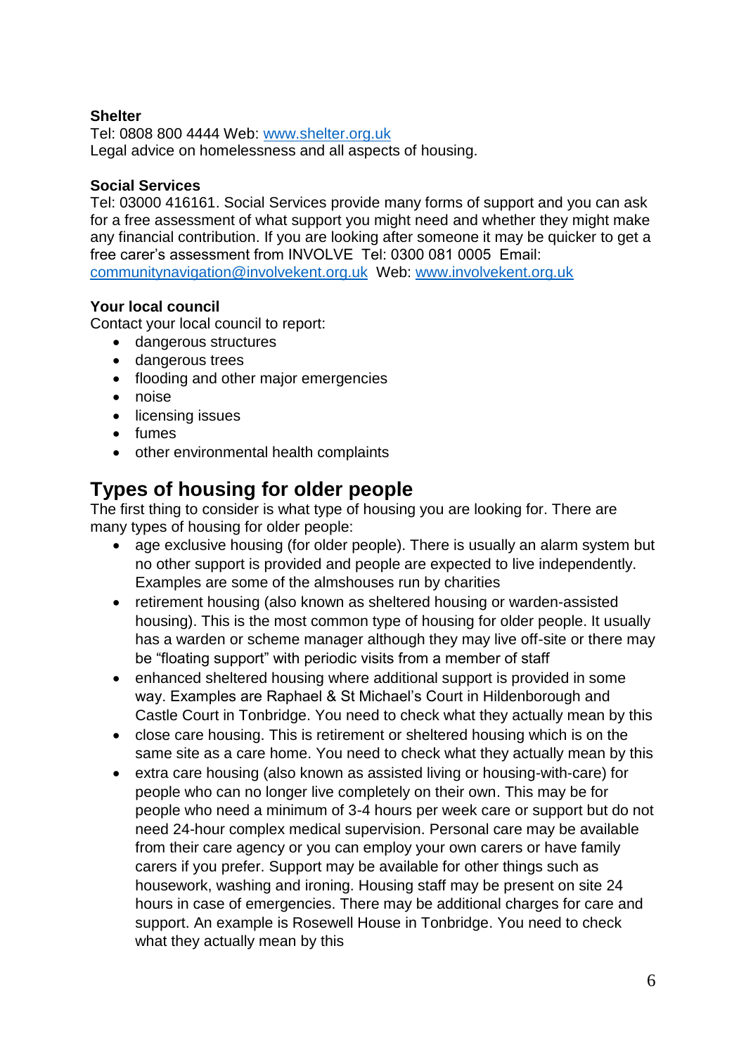**Shelter**
Tel: 0808 800 4444 Web: [www.shelter.org.uk](http://www.shelter.org.uk)
Legal advice on homelessness and all aspects of housing.

**Social Services**
Tel: 03000 416161. Social Services provide many forms of support and you can ask for a free assessment of what support you might need and whether they might make any financial contribution. If you are looking after someone it may be quicker to get a free carer's assessment from INVOLVE Tel: 0300 081 0005 Email: [communitynavigation@involvekent.org.uk](mailto:communitynavigation@involvekent.org.uk) Web: [www.involvekent.org.uk](http://www.involvekent.org.uk)

**Your local council**
Contact your local council to report:

- dangerous structures
- dangerous trees
- flooding and other major emergencies
- noise
- licensing issues
- fumes
- other environmental health complaints

## Types of housing for older people

The first thing to consider is what type of housing you are looking for. There are many types of housing for older people:

- age exclusive housing (for older people). There is usually an alarm system but no other support is provided and people are expected to live independently. Examples are some of the almshouses run by charities
- retirement housing (also known as sheltered housing or warden-assisted housing). This is the most common type of housing for older people. It usually has a warden or scheme manager although they may live off-site or there may be "floating support" with periodic visits from a member of staff
- enhanced sheltered housing where additional support is provided in some way. Examples are Raphael & St Michael's Court in Hildenborough and Castle Court in Tonbridge. You need to check what they actually mean by this
- close care housing. This is retirement or sheltered housing which is on the same site as a care home. You need to check what they actually mean by this
- extra care housing (also known as assisted living or housing-with-care) for people who can no longer live completely on their own. This may be for people who need a minimum of 3-4 hours per week care or support but do not need 24-hour complex medical supervision. Personal care may be available from their care agency or you can employ your own carers or have family carers if you prefer. Support may be available for other things such as housework, washing and ironing. Housing staff may be present on site 24 hours in case of emergencies. There may be additional charges for care and support. An example is Rosewell House in Tonbridge. You need to check what they actually mean by this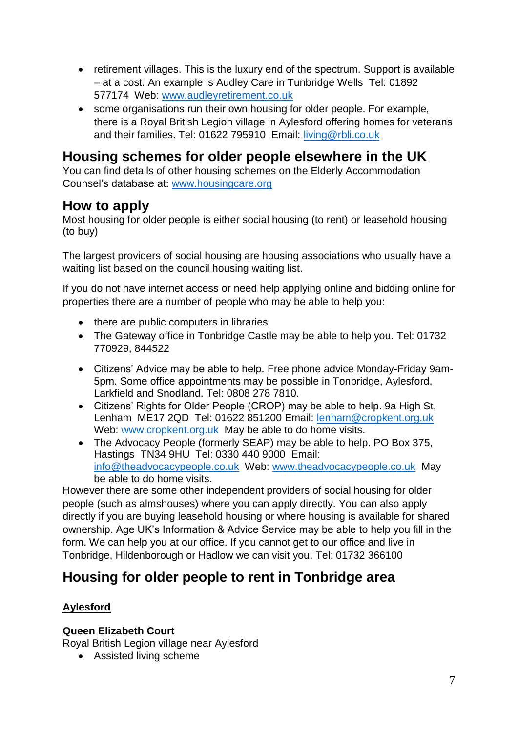- retirement villages. This is the luxury end of the spectrum. Support is available – at a cost. An example is Audley Care in Tunbridge Wells Tel: 01892 577174 Web: www.audleyretirement.co.uk
- some organisations run their own housing for older people. For example, there is a Royal British Legion village in Aylesford offering homes for veterans and their families. Tel: 01622 795910 Email: living@rbli.co.uk

## Housing schemes for older people elsewhere in the UK

You can find details of other housing schemes on the Elderly Accommodation Counsel's database at: www.housingcare.org

## How to apply

Most housing for older people is either social housing (to rent) or leasehold housing (to buy)

The largest providers of social housing are housing associations who usually have a waiting list based on the council housing waiting list.

If you do not have internet access or need help applying online and bidding online for properties there are a number of people who may be able to help you:

- there are public computers in libraries
- The Gateway office in Tonbridge Castle may be able to help you. Tel: 01732 770929, 844522
- Citizens' Advice may be able to help. Free phone advice Monday-Friday 9am-5pm. Some office appointments may be possible in Tonbridge, Aylesford, Larkfield and Snodland. Tel: 0808 278 7810.
- Citizens' Rights for Older People (CROP) may be able to help. 9a High St, Lenham ME17 2QD Tel: 01622 851200 Email: lenham@cropkent.org.uk Web: www.cropkent.org.uk May be able to do home visits.
- The Advocacy People (formerly SEAP) may be able to help. PO Box 375, Hastings TN34 9HU Tel: 0330 440 9000 Email: info@theadvocacypeople.co.uk Web: www.theadvocacypeople.co.uk May be able to do home visits.

However there are some other independent providers of social housing for older people (such as almshouses) where you can apply directly. You can also apply directly if you are buying leasehold housing or where housing is available for shared ownership. Age UK's Information & Advice Service may be able to help you fill in the form. We can help you at our office. If you cannot get to our office and live in Tonbridge, Hildenborough or Hadlow we can visit you. Tel: 01732 366100

## Housing for older people to rent in Tonbridge area

**<u>Aylesford</u>**

**Queen Elizabeth Court**
Royal British Legion village near Aylesford

- Assisted living scheme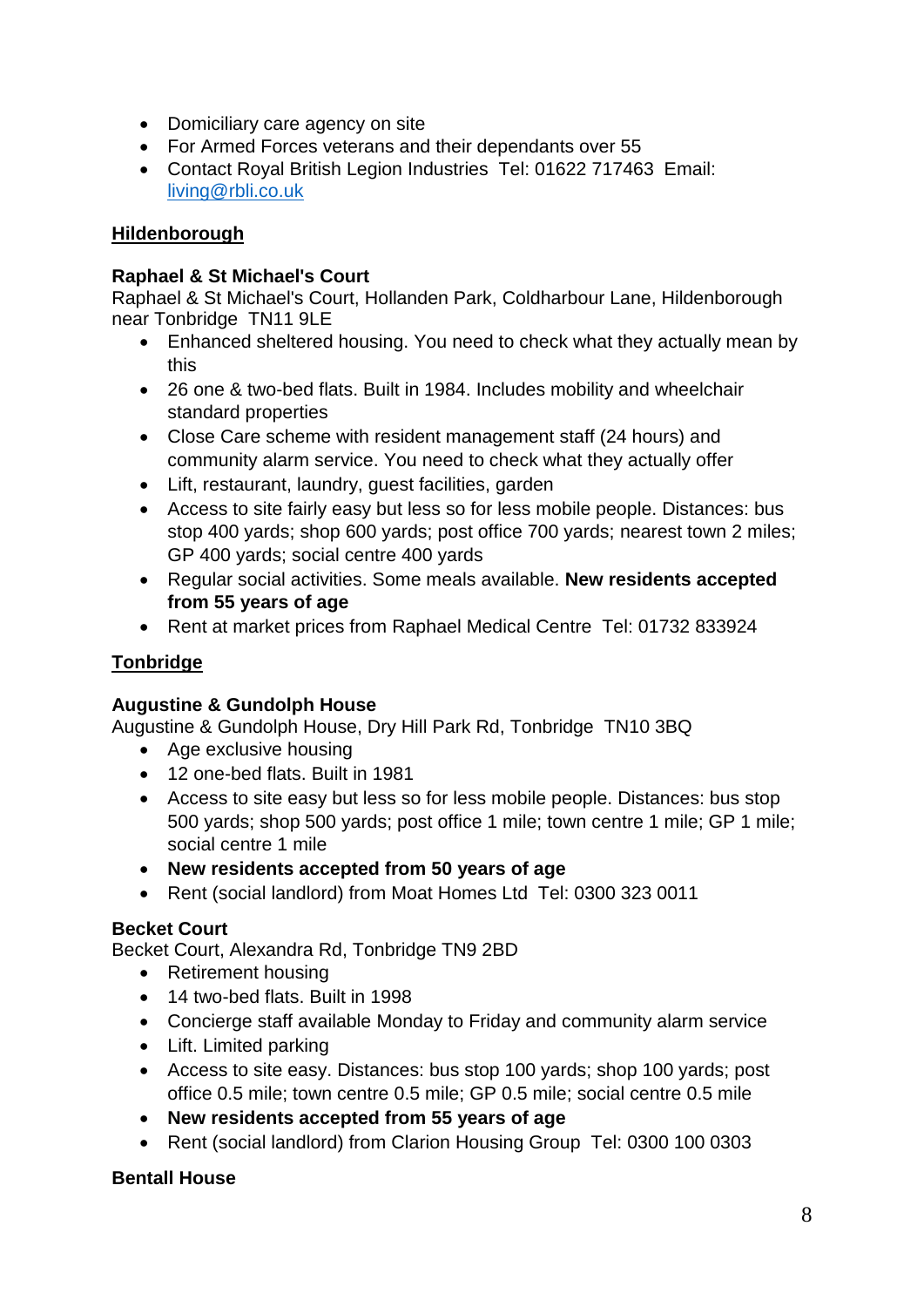- Domiciliary care agency on site
- For Armed Forces veterans and their dependants over 55
- Contact Royal British Legion Industries Tel: 01622 717463 Email: [living@rbli.co.uk](mailto:living@rbli.co.uk)

## Hildenborough

### Raphael & St Michael's Court

Raphael & St Michael's Court, Hollanden Park, Coldharbour Lane, Hildenborough near Tonbridge TN11 9LE

- Enhanced sheltered housing. You need to check what they actually mean by this
- 26 one & two-bed flats. Built in 1984. Includes mobility and wheelchair standard properties
- Close Care scheme with resident management staff (24 hours) and community alarm service. You need to check what they actually offer
- Lift, restaurant, laundry, guest facilities, garden
- Access to site fairly easy but less so for less mobile people. Distances: bus stop 400 yards; shop 600 yards; post office 700 yards; nearest town 2 miles; GP 400 yards; social centre 400 yards
- Regular social activities. Some meals available. **New residents accepted from 55 years of age**
- Rent at market prices from Raphael Medical Centre Tel: 01732 833924

## Tonbridge

### Augustine & Gundolph House

Augustine & Gundolph House, Dry Hill Park Rd, Tonbridge TN10 3BQ

- Age exclusive housing
- 12 one-bed flats. Built in 1981
- Access to site easy but less so for less mobile people. Distances: bus stop 500 yards; shop 500 yards; post office 1 mile; town centre 1 mile; GP 1 mile; social centre 1 mile
- **New residents accepted from 50 years of age**
- Rent (social landlord) from Moat Homes Ltd Tel: 0300 323 0011

### Becket Court

Becket Court, Alexandra Rd, Tonbridge TN9 2BD

- Retirement housing
- 14 two-bed flats. Built in 1998
- Concierge staff available Monday to Friday and community alarm service
- Lift. Limited parking
- Access to site easy. Distances: bus stop 100 yards; shop 100 yards; post office 0.5 mile; town centre 0.5 mile; GP 0.5 mile; social centre 0.5 mile
- **New residents accepted from 55 years of age**
- Rent (social landlord) from Clarion Housing Group Tel: 0300 100 0303

### Bentall House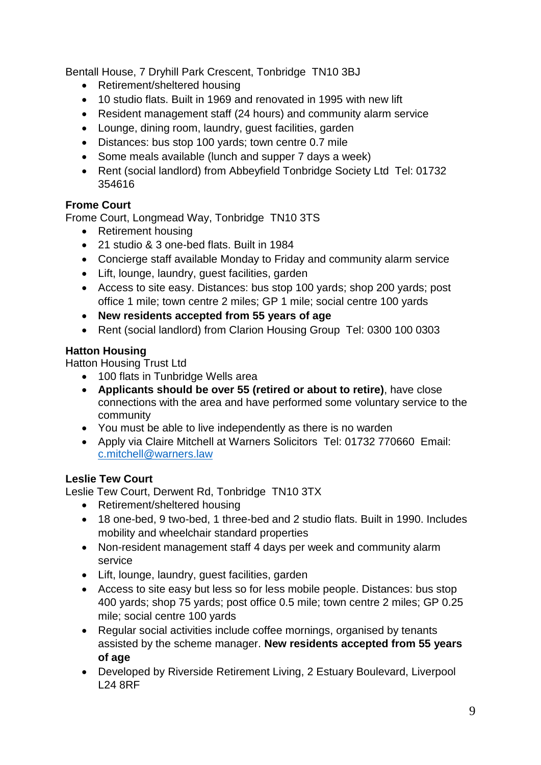Bentall House, 7 Dryhill Park Crescent, Tonbridge  TN10 3BJ

- Retirement/sheltered housing
- 10 studio flats. Built in 1969 and renovated in 1995 with new lift
- Resident management staff (24 hours) and community alarm service
- Lounge, dining room, laundry, guest facilities, garden
- Distances: bus stop 100 yards; town centre 0.7 mile
- Some meals available (lunch and supper 7 days a week)
- Rent (social landlord) from Abbeyfield Tonbridge Society Ltd  Tel: 01732 354616

**Frome Court**

Frome Court, Longmead Way, Tonbridge  TN10 3TS

- Retirement housing
- 21 studio & 3 one-bed flats. Built in 1984
- Concierge staff available Monday to Friday and community alarm service
- Lift, lounge, laundry, guest facilities, garden
- Access to site easy. Distances: bus stop 100 yards; shop 200 yards; post office 1 mile; town centre 2 miles; GP 1 mile; social centre 100 yards
- **New residents accepted from 55 years of age**
- Rent (social landlord) from Clarion Housing Group  Tel: 0300 100 0303

**Hatton Housing**

Hatton Housing Trust Ltd

- 100 flats in Tunbridge Wells area
- **Applicants should be over 55 (retired or about to retire)**, have close connections with the area and have performed some voluntary service to the community
- You must be able to live independently as there is no warden
- Apply via Claire Mitchell at Warners Solicitors  Tel: 01732 770660  Email: c.mitchell@warners.law

**Leslie Tew Court**

Leslie Tew Court, Derwent Rd, Tonbridge  TN10 3TX

- Retirement/sheltered housing
- 18 one-bed, 9 two-bed, 1 three-bed and 2 studio flats. Built in 1990. Includes mobility and wheelchair standard properties
- Non-resident management staff 4 days per week and community alarm service
- Lift, lounge, laundry, guest facilities, garden
- Access to site easy but less so for less mobile people. Distances: bus stop 400 yards; shop 75 yards; post office 0.5 mile; town centre 2 miles; GP 0.25 mile; social centre 100 yards
- Regular social activities include coffee mornings, organised by tenants assisted by the scheme manager. **New residents accepted from 55 years of age**
- Developed by Riverside Retirement Living, 2 Estuary Boulevard, Liverpool L24 8RF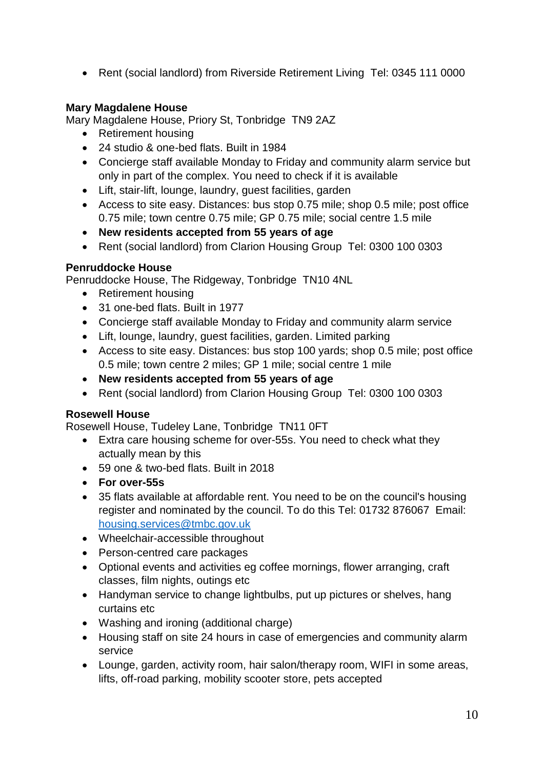- Rent (social landlord) from Riverside Retirement Living  Tel: 0345 111 0000

**Mary Magdalene House**
Mary Magdalene House, Priory St, Tonbridge  TN9 2AZ

- Retirement housing
- 24 studio & one-bed flats. Built in 1984
- Concierge staff available Monday to Friday and community alarm service but only in part of the complex. You need to check if it is available
- Lift, stair-lift, lounge, laundry, guest facilities, garden
- Access to site easy. Distances: bus stop 0.75 mile; shop 0.5 mile; post office 0.75 mile; town centre 0.75 mile; GP 0.75 mile; social centre 1.5 mile
- **New residents accepted from 55 years of age**
- Rent (social landlord) from Clarion Housing Group  Tel: 0300 100 0303

**Penruddocke House**
Penruddocke House, The Ridgeway, Tonbridge  TN10 4NL

- Retirement housing
- 31 one-bed flats. Built in 1977
- Concierge staff available Monday to Friday and community alarm service
- Lift, lounge, laundry, guest facilities, garden. Limited parking
- Access to site easy. Distances: bus stop 100 yards; shop 0.5 mile; post office 0.5 mile; town centre 2 miles; GP 1 mile; social centre 1 mile
- **New residents accepted from 55 years of age**
- Rent (social landlord) from Clarion Housing Group  Tel: 0300 100 0303

**Rosewell House**
Rosewell House, Tudeley Lane, Tonbridge  TN11 0FT

- Extra care housing scheme for over-55s. You need to check what they actually mean by this
- 59 one & two-bed flats. Built in 2018
- **For over-55s**
- 35 flats available at affordable rent. You need to be on the council's housing register and nominated by the council. To do this Tel: 01732 876067  Email: housing.services@tmbc.gov.uk
- Wheelchair-accessible throughout
- Person-centred care packages
- Optional events and activities eg coffee mornings, flower arranging, craft classes, film nights, outings etc
- Handyman service to change lightbulbs, put up pictures or shelves, hang curtains etc
- Washing and ironing (additional charge)
- Housing staff on site 24 hours in case of emergencies and community alarm service
- Lounge, garden, activity room, hair salon/therapy room, WIFI in some areas, lifts, off-road parking, mobility scooter store, pets accepted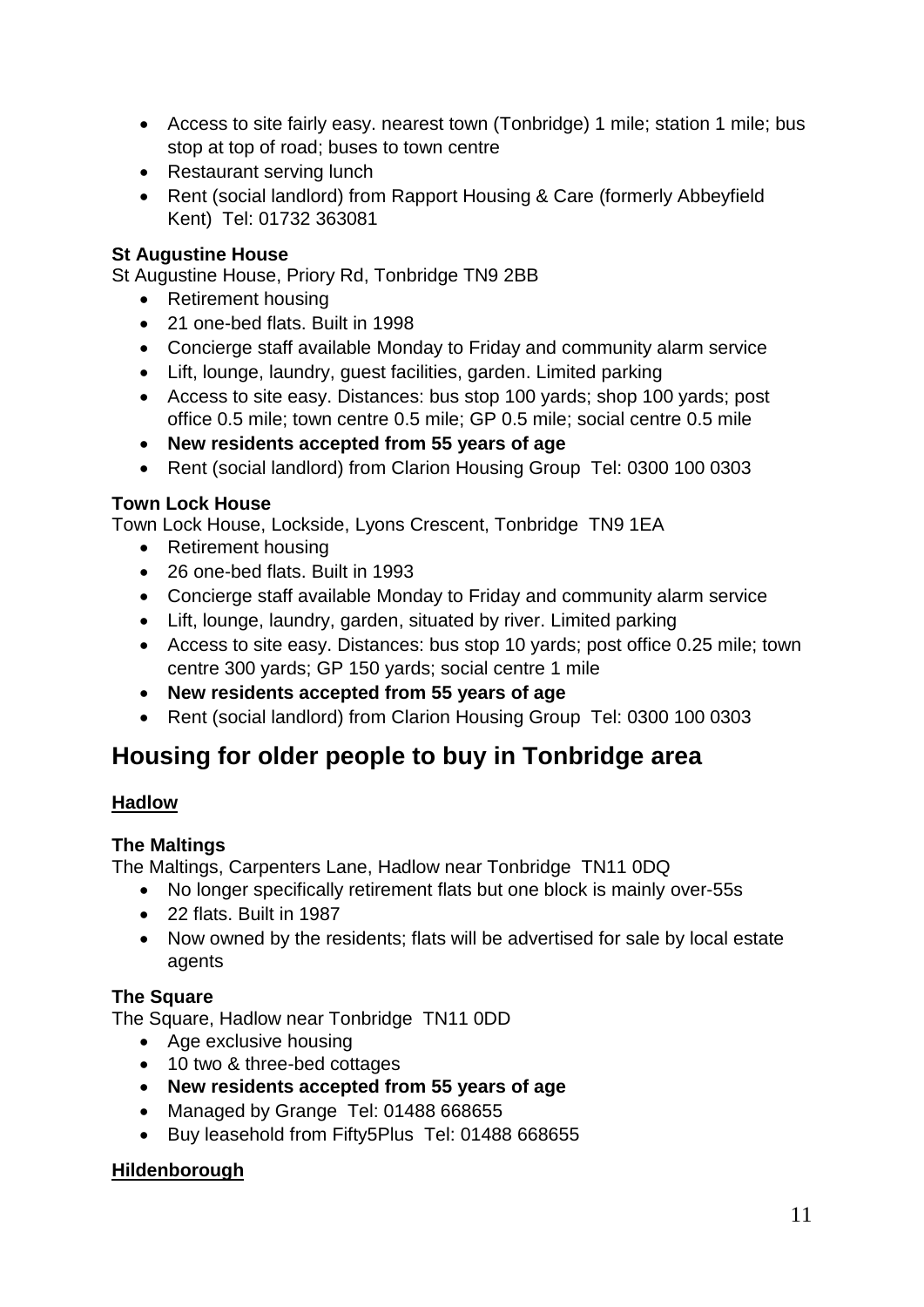- Access to site fairly easy. nearest town (Tonbridge) 1 mile; station 1 mile; bus stop at top of road; buses to town centre
- Restaurant serving lunch
- Rent (social landlord) from Rapport Housing & Care (formerly Abbeyfield Kent) Tel: 01732 363081

**St Augustine House**

St Augustine House, Priory Rd, Tonbridge TN9 2BB

- Retirement housing
- 21 one-bed flats. Built in 1998
- Concierge staff available Monday to Friday and community alarm service
- Lift, lounge, laundry, guest facilities, garden. Limited parking
- Access to site easy. Distances: bus stop 100 yards; shop 100 yards; post office 0.5 mile; town centre 0.5 mile; GP 0.5 mile; social centre 0.5 mile
- **New residents accepted from 55 years of age**
- Rent (social landlord) from Clarion Housing Group Tel: 0300 100 0303

**Town Lock House**

Town Lock House, Lockside, Lyons Crescent, Tonbridge TN9 1EA

- Retirement housing
- 26 one-bed flats. Built in 1993
- Concierge staff available Monday to Friday and community alarm service
- Lift, lounge, laundry, garden, situated by river. Limited parking
- Access to site easy. Distances: bus stop 10 yards; post office 0.25 mile; town centre 300 yards; GP 150 yards; social centre 1 mile
- **New residents accepted from 55 years of age**
- Rent (social landlord) from Clarion Housing Group Tel: 0300 100 0303

## Housing for older people to buy in Tonbridge area

### Hadlow

**The Maltings**

The Maltings, Carpenters Lane, Hadlow near Tonbridge TN11 0DQ

- No longer specifically retirement flats but one block is mainly over-55s
- 22 flats. Built in 1987
- Now owned by the residents; flats will be advertised for sale by local estate agents

**The Square**

The Square, Hadlow near Tonbridge TN11 0DD

- Age exclusive housing
- 10 two & three-bed cottages
- **New residents accepted from 55 years of age**
- Managed by Grange Tel: 01488 668655
- Buy leasehold from Fifty5Plus Tel: 01488 668655

### Hildenborough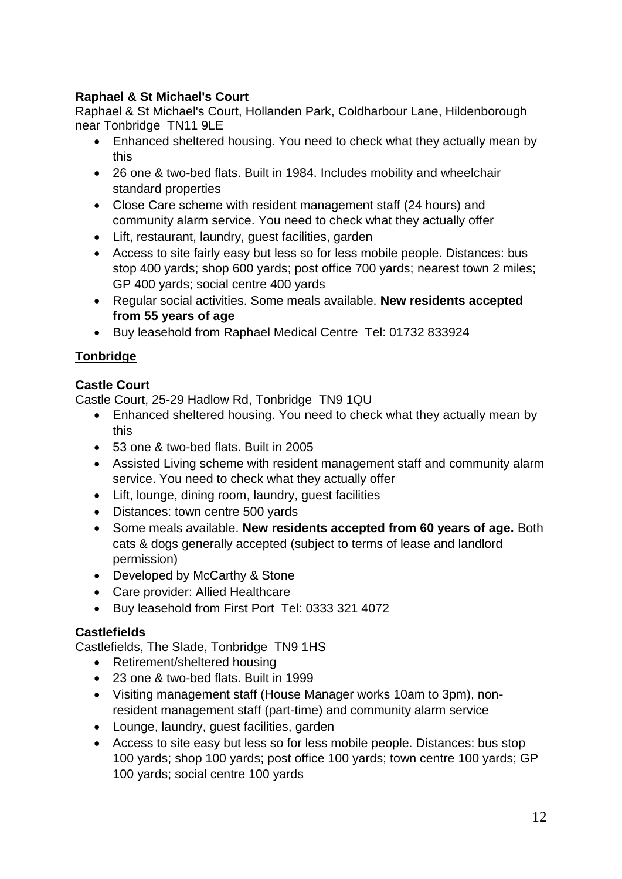**Raphael & St Michael's Court**

Raphael & St Michael's Court, Hollanden Park, Coldharbour Lane, Hildenborough near Tonbridge  TN11 9LE

- Enhanced sheltered housing. You need to check what they actually mean by this
- 26 one & two-bed flats. Built in 1984. Includes mobility and wheelchair standard properties
- Close Care scheme with resident management staff (24 hours) and community alarm service. You need to check what they actually offer
- Lift, restaurant, laundry, guest facilities, garden
- Access to site fairly easy but less so for less mobile people. Distances: bus stop 400 yards; shop 600 yards; post office 700 yards; nearest town 2 miles; GP 400 yards; social centre 400 yards
- Regular social activities. Some meals available. **New residents accepted from 55 years of age**
- Buy leasehold from Raphael Medical Centre  Tel: 01732 833924

## Tonbridge

**Castle Court**

Castle Court, 25-29 Hadlow Rd, Tonbridge  TN9 1QU

- Enhanced sheltered housing. You need to check what they actually mean by this
- 53 one & two-bed flats. Built in 2005
- Assisted Living scheme with resident management staff and community alarm service. You need to check what they actually offer
- Lift, lounge, dining room, laundry, guest facilities
- Distances: town centre 500 yards
- Some meals available. **New residents accepted from 60 years of age.** Both cats & dogs generally accepted (subject to terms of lease and landlord permission)
- Developed by McCarthy & Stone
- Care provider: Allied Healthcare
- Buy leasehold from First Port  Tel: 0333 321 4072

**Castlefields**

Castlefields, The Slade, Tonbridge  TN9 1HS

- Retirement/sheltered housing
- 23 one & two-bed flats. Built in 1999
- Visiting management staff (House Manager works 10am to 3pm), non-resident management staff (part-time) and community alarm service
- Lounge, laundry, guest facilities, garden
- Access to site easy but less so for less mobile people. Distances: bus stop 100 yards; shop 100 yards; post office 100 yards; town centre 100 yards; GP 100 yards; social centre 100 yards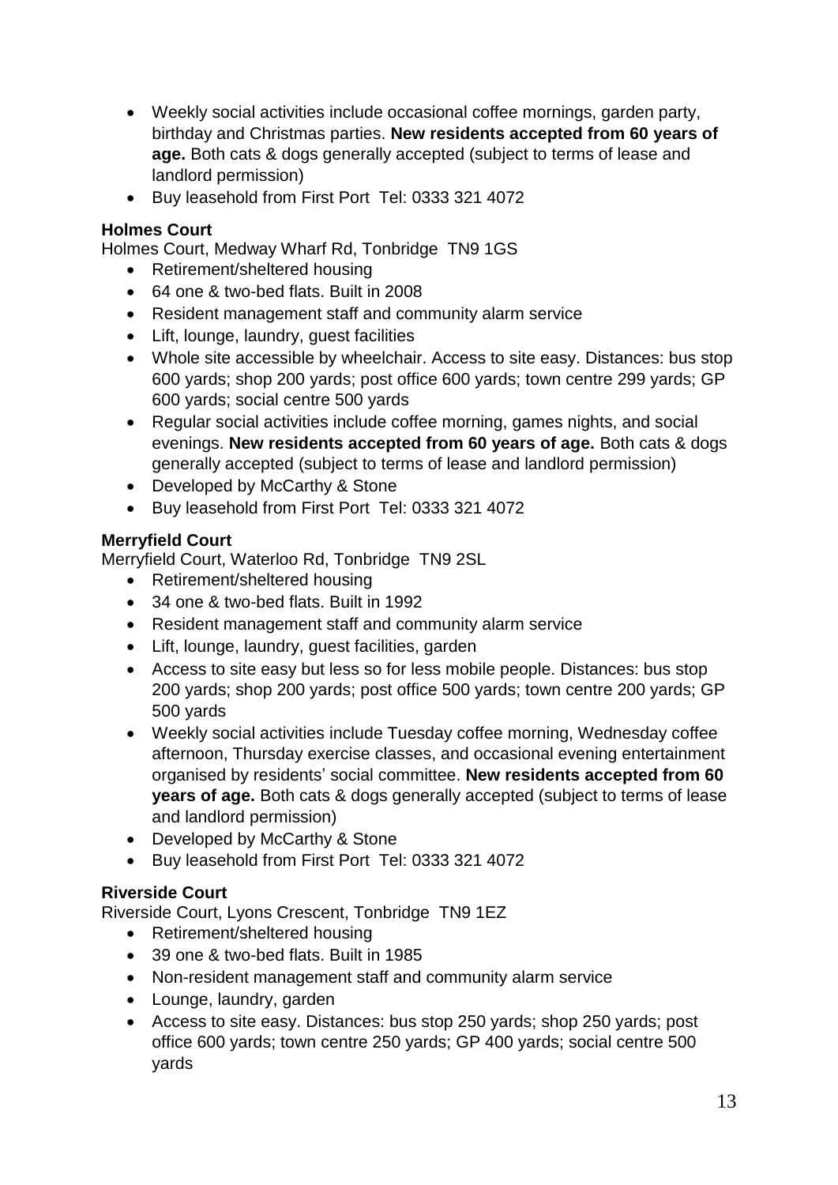- Weekly social activities include occasional coffee mornings, garden party, birthday and Christmas parties. **New residents accepted from 60 years of age.** Both cats & dogs generally accepted (subject to terms of lease and landlord permission)
- Buy leasehold from First Port Tel: 0333 321 4072

**Holmes Court**

Holmes Court, Medway Wharf Rd, Tonbridge TN9 1GS

- Retirement/sheltered housing
- 64 one & two-bed flats. Built in 2008
- Resident management staff and community alarm service
- Lift, lounge, laundry, guest facilities
- Whole site accessible by wheelchair. Access to site easy. Distances: bus stop 600 yards; shop 200 yards; post office 600 yards; town centre 299 yards; GP 600 yards; social centre 500 yards
- Regular social activities include coffee morning, games nights, and social evenings. **New residents accepted from 60 years of age.** Both cats & dogs generally accepted (subject to terms of lease and landlord permission)
- Developed by McCarthy & Stone
- Buy leasehold from First Port Tel: 0333 321 4072

**Merryfield Court**

Merryfield Court, Waterloo Rd, Tonbridge TN9 2SL

- Retirement/sheltered housing
- 34 one & two-bed flats. Built in 1992
- Resident management staff and community alarm service
- Lift, lounge, laundry, guest facilities, garden
- Access to site easy but less so for less mobile people. Distances: bus stop 200 yards; shop 200 yards; post office 500 yards; town centre 200 yards; GP 500 yards
- Weekly social activities include Tuesday coffee morning, Wednesday coffee afternoon, Thursday exercise classes, and occasional evening entertainment organised by residents' social committee. **New residents accepted from 60 years of age.** Both cats & dogs generally accepted (subject to terms of lease and landlord permission)
- Developed by McCarthy & Stone
- Buy leasehold from First Port Tel: 0333 321 4072

**Riverside Court**

Riverside Court, Lyons Crescent, Tonbridge TN9 1EZ

- Retirement/sheltered housing
- 39 one & two-bed flats. Built in 1985
- Non-resident management staff and community alarm service
- Lounge, laundry, garden
- Access to site easy. Distances: bus stop 250 yards; shop 250 yards; post office 600 yards; town centre 250 yards; GP 400 yards; social centre 500 yards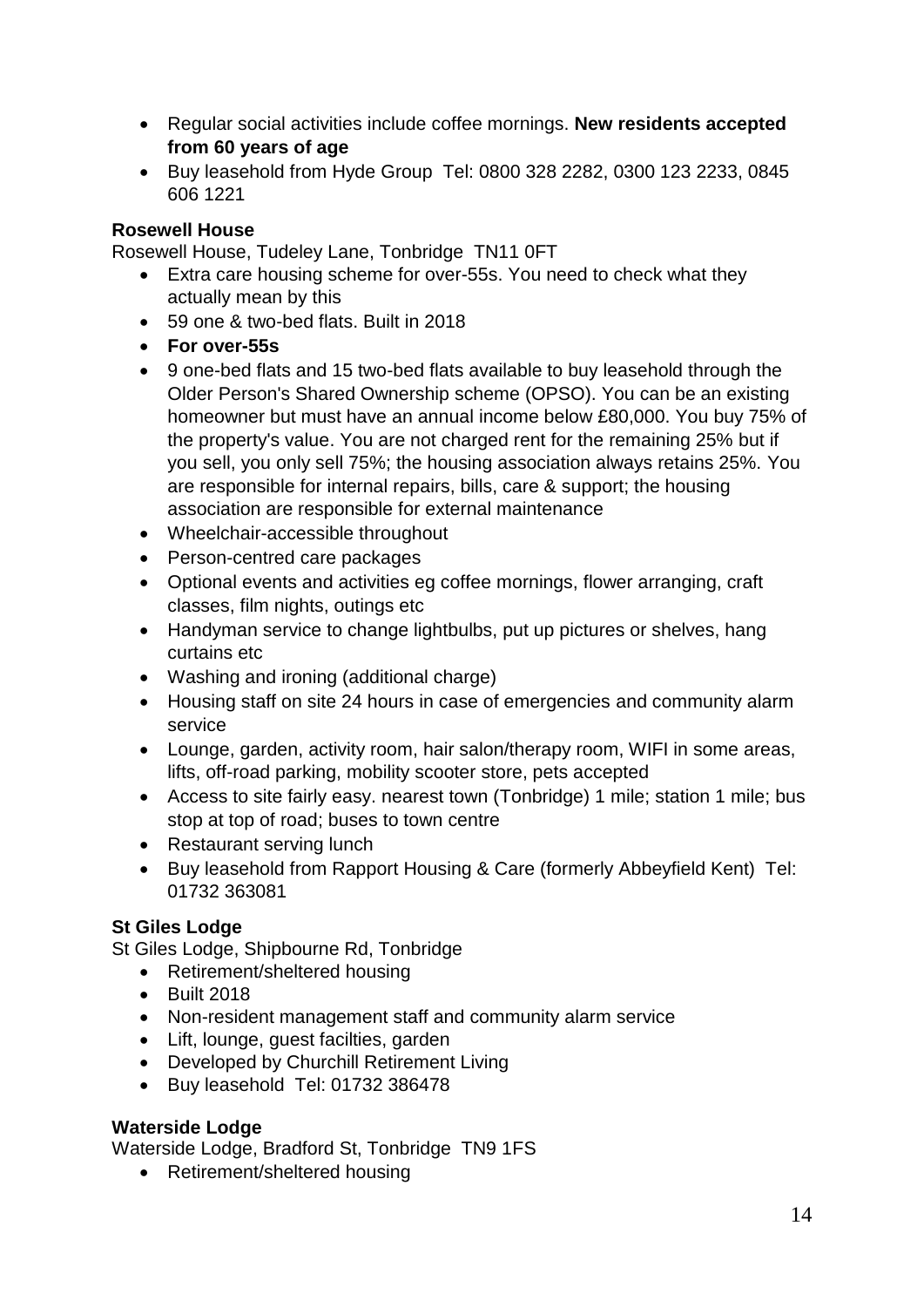- Regular social activities include coffee mornings. **New residents accepted from 60 years of age**
- Buy leasehold from Hyde Group  Tel: 0800 328 2282, 0300 123 2233, 0845 606 1221

**Rosewell House**

Rosewell House, Tudeley Lane, Tonbridge  TN11 0FT

- Extra care housing scheme for over-55s. You need to check what they actually mean by this
- 59 one & two-bed flats. Built in 2018
- **For over-55s**
- 9 one-bed flats and 15 two-bed flats available to buy leasehold through the Older Person's Shared Ownership scheme (OPSO). You can be an existing homeowner but must have an annual income below £80,000. You buy 75% of the property's value. You are not charged rent for the remaining 25% but if you sell, you only sell 75%; the housing association always retains 25%. You are responsible for internal repairs, bills, care & support; the housing association are responsible for external maintenance
- Wheelchair-accessible throughout
- Person-centred care packages
- Optional events and activities eg coffee mornings, flower arranging, craft classes, film nights, outings etc
- Handyman service to change lightbulbs, put up pictures or shelves, hang curtains etc
- Washing and ironing (additional charge)
- Housing staff on site 24 hours in case of emergencies and community alarm service
- Lounge, garden, activity room, hair salon/therapy room, WIFI in some areas, lifts, off-road parking, mobility scooter store, pets accepted
- Access to site fairly easy. nearest town (Tonbridge) 1 mile; station 1 mile; bus stop at top of road; buses to town centre
- Restaurant serving lunch
- Buy leasehold from Rapport Housing & Care (formerly Abbeyfield Kent)  Tel: 01732 363081

**St Giles Lodge**

St Giles Lodge, Shipbourne Rd, Tonbridge

- Retirement/sheltered housing
- Built 2018
- Non-resident management staff and community alarm service
- Lift, lounge, guest facilties, garden
- Developed by Churchill Retirement Living
- Buy leasehold  Tel: 01732 386478

**Waterside Lodge**

Waterside Lodge, Bradford St, Tonbridge  TN9 1FS

- Retirement/sheltered housing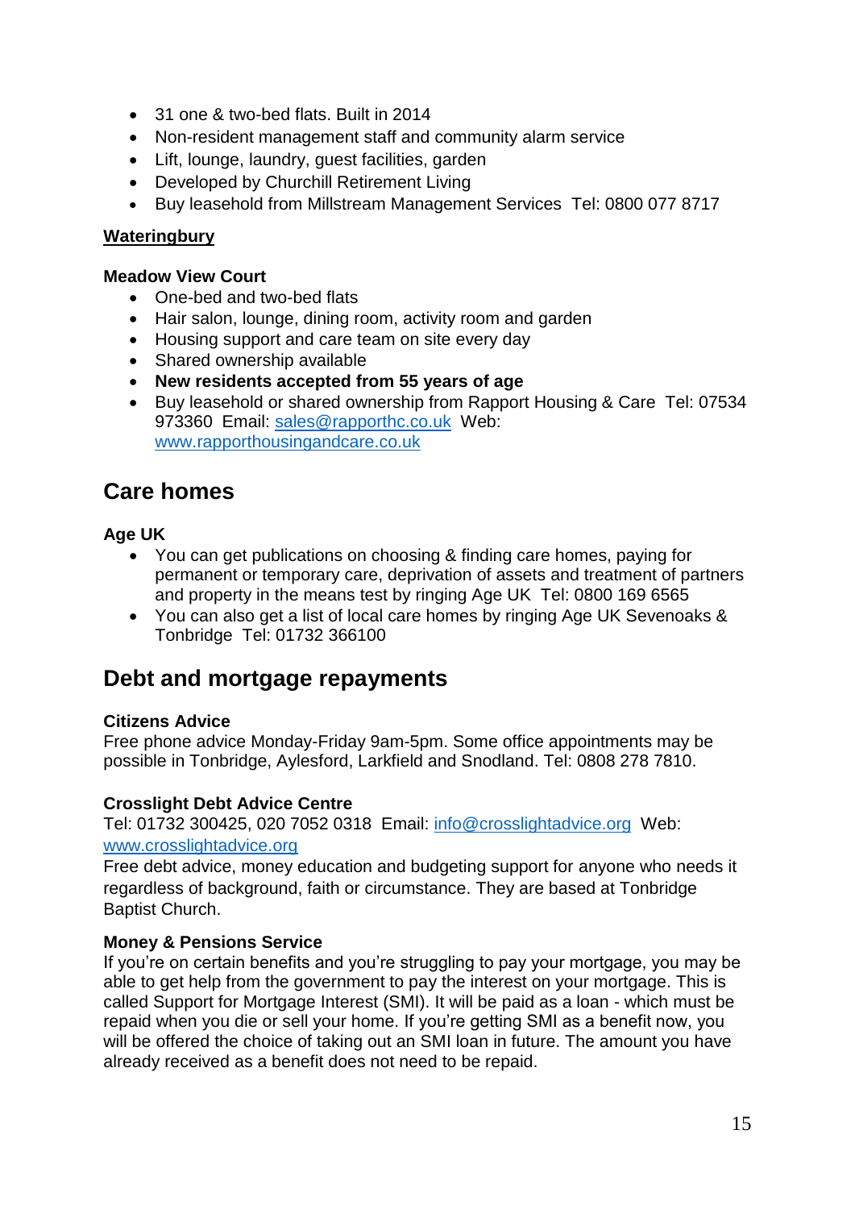- 31 one & two-bed flats. Built in 2014
- Non-resident management staff and community alarm service
- Lift, lounge, laundry, guest facilities, garden
- Developed by Churchill Retirement Living
- Buy leasehold from Millstream Management Services  Tel: 0800 077 8717

### Wateringbury

**Meadow View Court**

- One-bed and two-bed flats
- Hair salon, lounge, dining room, activity room and garden
- Housing support and care team on site every day
- Shared ownership available
- **New residents accepted from 55 years of age**
- Buy leasehold or shared ownership from Rapport Housing & Care  Tel: 07534 973360  Email: sales@rapporthc.co.uk  Web: www.rapporthousingandcare.co.uk

## Care homes

**Age UK**

- You can get publications on choosing & finding care homes, paying for permanent or temporary care, deprivation of assets and treatment of partners and property in the means test by ringing Age UK  Tel: 0800 169 6565
- You can also get a list of local care homes by ringing Age UK Sevenoaks & Tonbridge  Tel: 01732 366100

## Debt and mortgage repayments

**Citizens Advice**

Free phone advice Monday-Friday 9am-5pm. Some office appointments may be possible in Tonbridge, Aylesford, Larkfield and Snodland. Tel: 0808 278 7810.

**Crosslight Debt Advice Centre**

Tel: 01732 300425, 020 7052 0318  Email: info@crosslightadvice.org  Web: www.crosslightadvice.org

Free debt advice, money education and budgeting support for anyone who needs it regardless of background, faith or circumstance. They are based at Tonbridge Baptist Church.

**Money & Pensions Service**

If you're on certain benefits and you're struggling to pay your mortgage, you may be able to get help from the government to pay the interest on your mortgage. This is called Support for Mortgage Interest (SMI). It will be paid as a loan - which must be repaid when you die or sell your home. If you're getting SMI as a benefit now, you will be offered the choice of taking out an SMI loan in future. The amount you have already received as a benefit does not need to be repaid.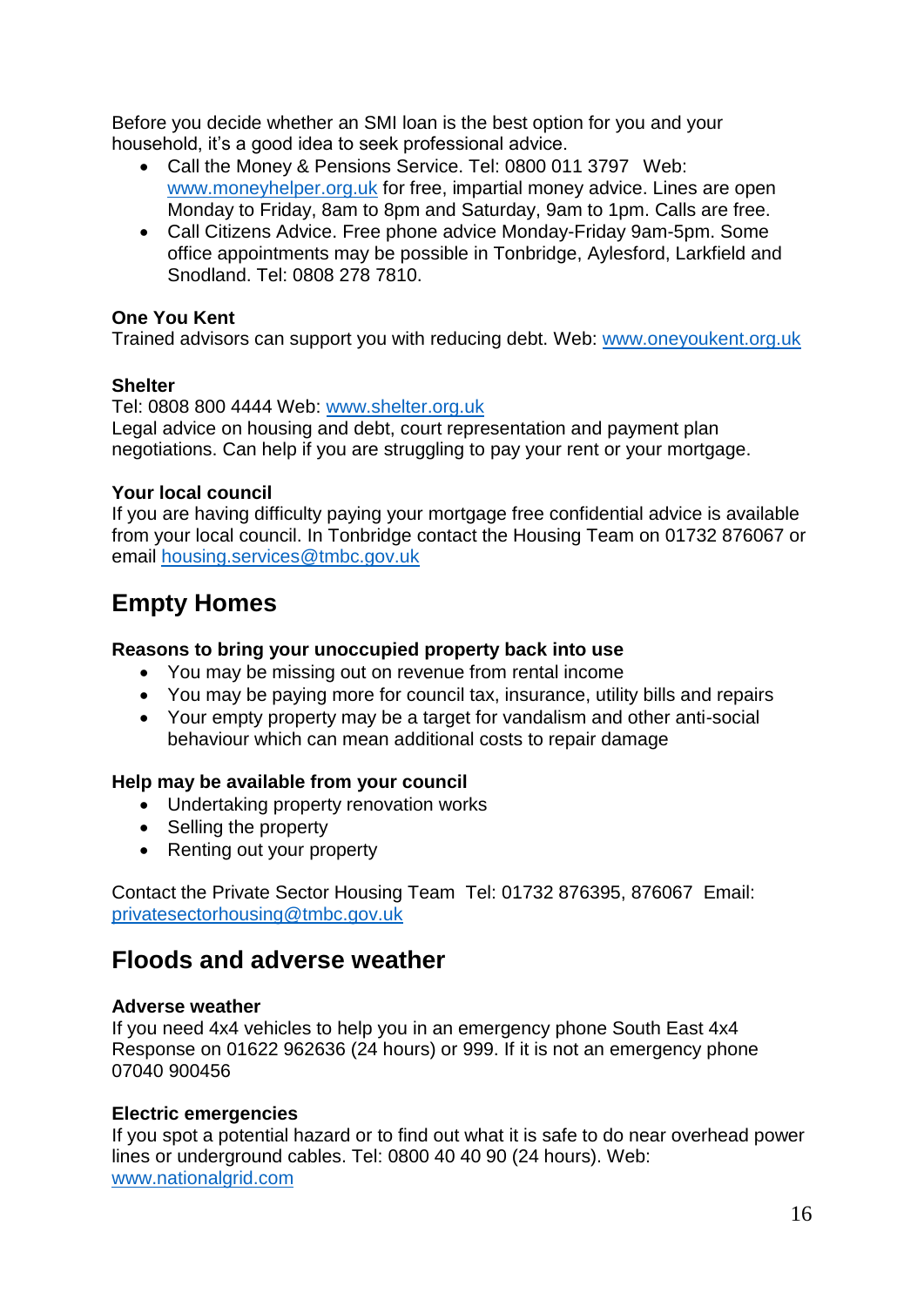Before you decide whether an SMI loan is the best option for you and your household, it's a good idea to seek professional advice.

- Call the Money & Pensions Service. Tel: 0800 011 3797 Web: [www.moneyhelper.org.uk](http://www.moneyhelper.org.uk) for free, impartial money advice. Lines are open Monday to Friday, 8am to 8pm and Saturday, 9am to 1pm. Calls are free.
- Call Citizens Advice. Free phone advice Monday-Friday 9am-5pm. Some office appointments may be possible in Tonbridge, Aylesford, Larkfield and Snodland. Tel: 0808 278 7810.

**One You Kent**
Trained advisors can support you with reducing debt. Web: [www.oneyoukent.org.uk](http://www.oneyoukent.org.uk)

**Shelter**
Tel: 0808 800 4444 Web: [www.shelter.org.uk](http://www.shelter.org.uk)
Legal advice on housing and debt, court representation and payment plan negotiations. Can help if you are struggling to pay your rent or your mortgage.

**Your local council**
If you are having difficulty paying your mortgage free confidential advice is available from your local council. In Tonbridge contact the Housing Team on 01732 876067 or email [housing.services@tmbc.gov.uk](mailto:housing.services@tmbc.gov.uk)

## Empty Homes

**Reasons to bring your unoccupied property back into use**

- You may be missing out on revenue from rental income
- You may be paying more for council tax, insurance, utility bills and repairs
- Your empty property may be a target for vandalism and other anti-social behaviour which can mean additional costs to repair damage

**Help may be available from your council**

- Undertaking property renovation works
- Selling the property
- Renting out your property

Contact the Private Sector Housing Team Tel: 01732 876395, 876067 Email: [privatesectorhousing@tmbc.gov.uk](mailto:privatesectorhousing@tmbc.gov.uk)

## Floods and adverse weather

**Adverse weather**
If you need 4x4 vehicles to help you in an emergency phone South East 4x4 Response on 01622 962636 (24 hours) or 999. If it is not an emergency phone 07040 900456

**Electric emergencies**
If you spot a potential hazard or to find out what it is safe to do near overhead power lines or underground cables. Tel: 0800 40 40 90 (24 hours). Web: [www.nationalgrid.com](http://www.nationalgrid.com)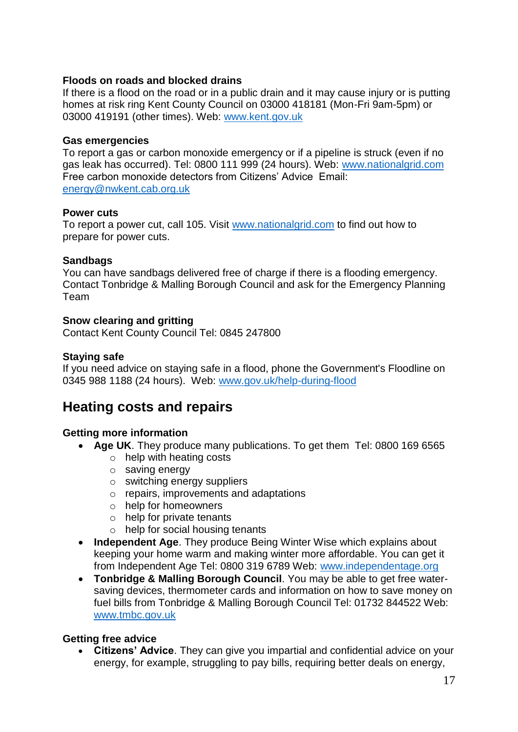### Floods on roads and blocked drains

If there is a flood on the road or in a public drain and it may cause injury or is putting homes at risk ring Kent County Council on 03000 418181 (Mon-Fri 9am-5pm) or 03000 419191 (other times). Web: www.kent.gov.uk

### Gas emergencies

To report a gas or carbon monoxide emergency or if a pipeline is struck (even if no gas leak has occurred). Tel: 0800 111 999 (24 hours). Web: www.nationalgrid.com
Free carbon monoxide detectors from Citizens' Advice Email: energy@nwkent.cab.org.uk

### Power cuts

To report a power cut, call 105. Visit www.nationalgrid.com to find out how to prepare for power cuts.

### Sandbags

You can have sandbags delivered free of charge if there is a flooding emergency. Contact Tonbridge & Malling Borough Council and ask for the Emergency Planning Team

### Snow clearing and gritting

Contact Kent County Council Tel: 0845 247800

### Staying safe

If you need advice on staying safe in a flood, phone the Government's Floodline on 0345 988 1188 (24 hours). Web: www.gov.uk/help-during-flood

## Heating costs and repairs

### Getting more information

- **Age UK**. They produce many publications. To get them Tel: 0800 169 6565
  - help with heating costs
  - saving energy
  - switching energy suppliers
  - repairs, improvements and adaptations
  - help for homeowners
  - help for private tenants
  - help for social housing tenants
- **Independent Age**. They produce Being Winter Wise which explains about keeping your home warm and making winter more affordable. You can get it from Independent Age Tel: 0800 319 6789 Web: www.independentage.org
- **Tonbridge & Malling Borough Council**. You may be able to get free water-saving devices, thermometer cards and information on how to save money on fuel bills from Tonbridge & Malling Borough Council Tel: 01732 844522 Web: www.tmbc.gov.uk

### Getting free advice

- **Citizens' Advice**. They can give you impartial and confidential advice on your energy, for example, struggling to pay bills, requiring better deals on energy,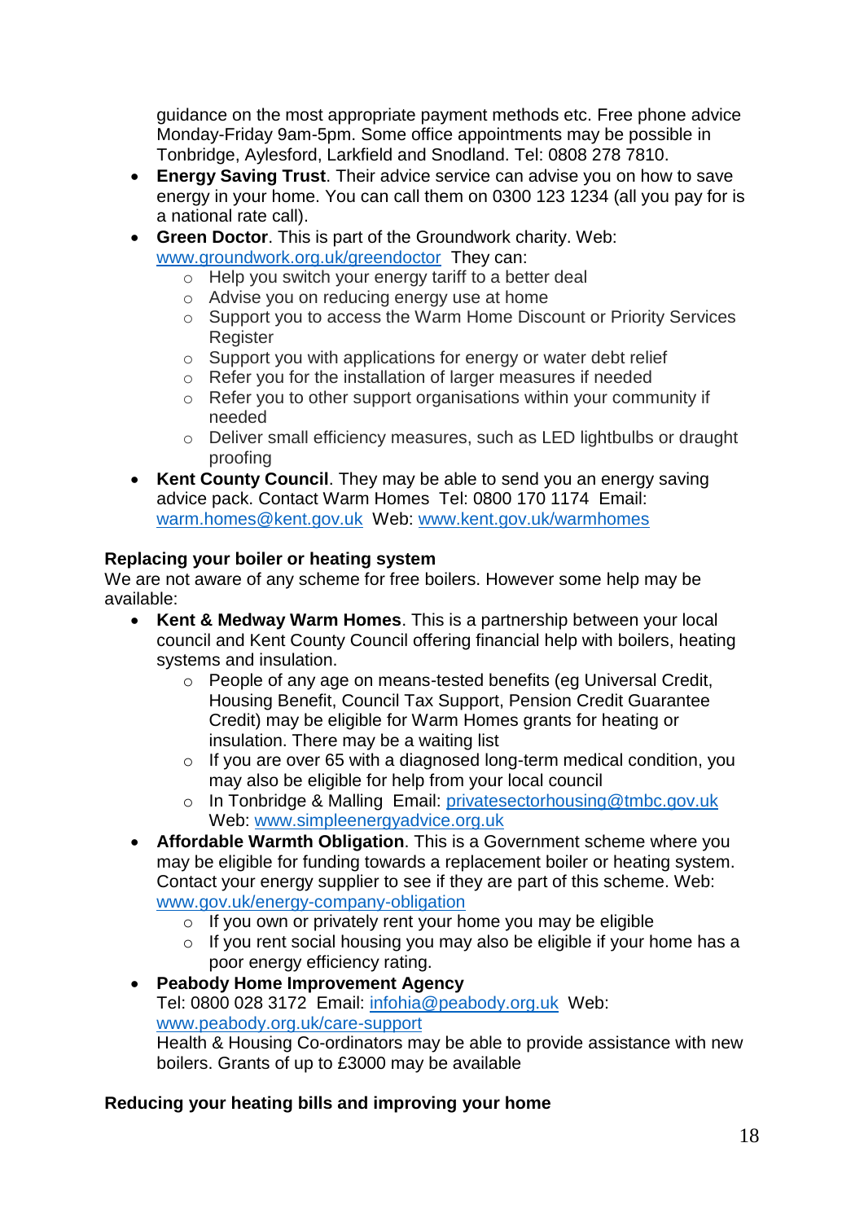guidance on the most appropriate payment methods etc. Free phone advice Monday-Friday 9am-5pm. Some office appointments may be possible in Tonbridge, Aylesford, Larkfield and Snodland. Tel: 0808 278 7810.

- **Energy Saving Trust**. Their advice service can advise you on how to save energy in your home. You can call them on 0300 123 1234 (all you pay for is a national rate call).
- **Green Doctor**. This is part of the Groundwork charity. Web: www.groundwork.org.uk/greendoctor They can:
  - Help you switch your energy tariff to a better deal
  - Advise you on reducing energy use at home
  - Support you to access the Warm Home Discount or Priority Services Register
  - Support you with applications for energy or water debt relief
  - Refer you for the installation of larger measures if needed
  - Refer you to other support organisations within your community if needed
  - Deliver small efficiency measures, such as LED lightbulbs or draught proofing
- **Kent County Council**. They may be able to send you an energy saving advice pack. Contact Warm Homes Tel: 0800 170 1174 Email: warm.homes@kent.gov.uk Web: www.kent.gov.uk/warmhomes

**Replacing your boiler or heating system**

We are not aware of any scheme for free boilers. However some help may be available:

- **Kent & Medway Warm Homes**. This is a partnership between your local council and Kent County Council offering financial help with boilers, heating systems and insulation.
  - People of any age on means-tested benefits (eg Universal Credit, Housing Benefit, Council Tax Support, Pension Credit Guarantee Credit) may be eligible for Warm Homes grants for heating or insulation. There may be a waiting list
  - If you are over 65 with a diagnosed long-term medical condition, you may also be eligible for help from your local council
  - In Tonbridge & Malling Email: privatesectorhousing@tmbc.gov.uk Web: www.simpleenergyadvice.org.uk
- **Affordable Warmth Obligation**. This is a Government scheme where you may be eligible for funding towards a replacement boiler or heating system. Contact your energy supplier to see if they are part of this scheme. Web: www.gov.uk/energy-company-obligation
  - If you own or privately rent your home you may be eligible
  - If you rent social housing you may also be eligible if your home has a poor energy efficiency rating.
- **Peabody Home Improvement Agency**
  Tel: 0800 028 3172 Email: infohia@peabody.org.uk Web: www.peabody.org.uk/care-support
  Health & Housing Co-ordinators may be able to provide assistance with new boilers. Grants of up to £3000 may be available

**Reducing your heating bills and improving your home**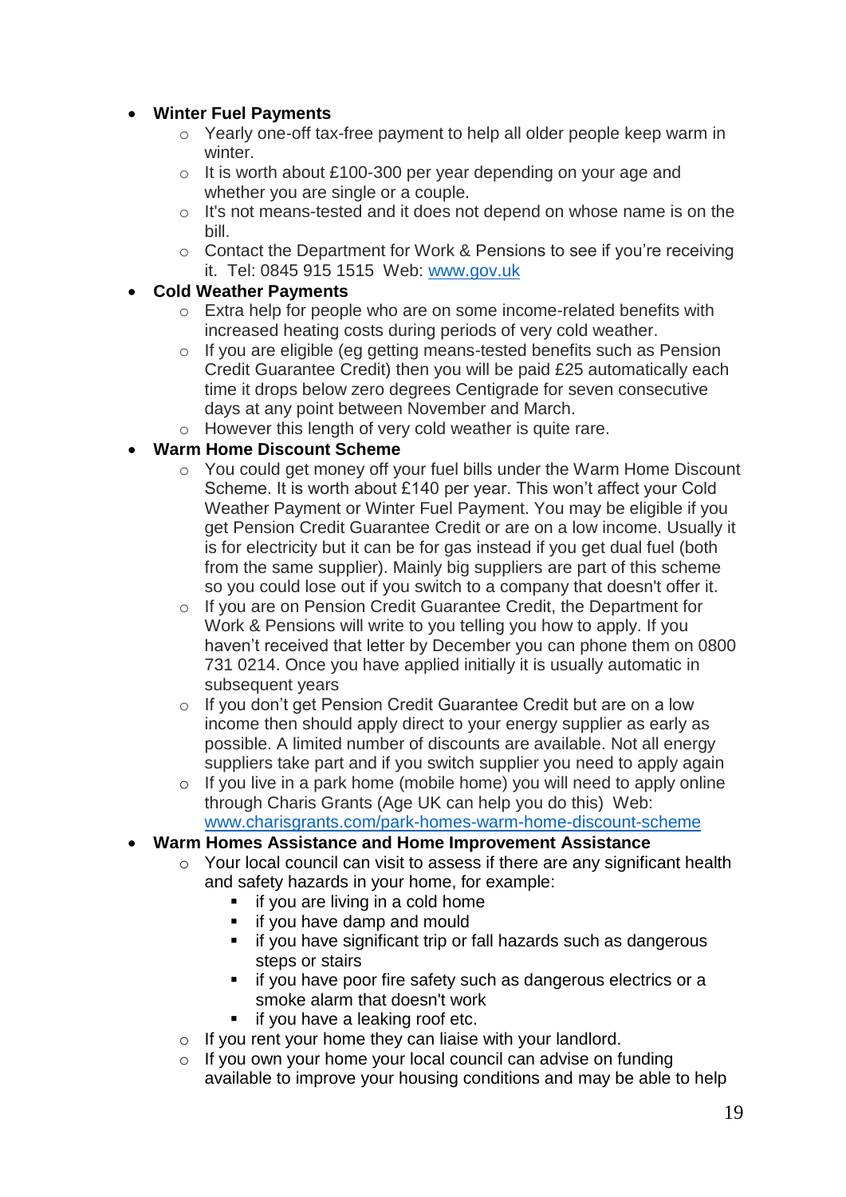- **Winter Fuel Payments**
  - Yearly one-off tax-free payment to help all older people keep warm in winter.
  - It is worth about £100-300 per year depending on your age and whether you are single or a couple.
  - It's not means-tested and it does not depend on whose name is on the bill.
  - Contact the Department for Work & Pensions to see if you're receiving it. Tel: 0845 915 1515 Web: [www.gov.uk](http://www.gov.uk)
- **Cold Weather Payments**
  - Extra help for people who are on some income-related benefits with increased heating costs during periods of very cold weather.
  - If you are eligible (eg getting means-tested benefits such as Pension Credit Guarantee Credit) then you will be paid £25 automatically each time it drops below zero degrees Centigrade for seven consecutive days at any point between November and March.
  - However this length of very cold weather is quite rare.
- **Warm Home Discount Scheme**
  - You could get money off your fuel bills under the Warm Home Discount Scheme. It is worth about £140 per year. This won't affect your Cold Weather Payment or Winter Fuel Payment. You may be eligible if you get Pension Credit Guarantee Credit or are on a low income. Usually it is for electricity but it can be for gas instead if you get dual fuel (both from the same supplier). Mainly big suppliers are part of this scheme so you could lose out if you switch to a company that doesn't offer it.
  - If you are on Pension Credit Guarantee Credit, the Department for Work & Pensions will write to you telling you how to apply. If you haven't received that letter by December you can phone them on 0800 731 0214. Once you have applied initially it is usually automatic in subsequent years
  - If you don't get Pension Credit Guarantee Credit but are on a low income then should apply direct to your energy supplier as early as possible. A limited number of discounts are available. Not all energy suppliers take part and if you switch supplier you need to apply again
  - If you live in a park home (mobile home) you will need to apply online through Charis Grants (Age UK can help you do this) Web: [www.charisgrants.com/park-homes-warm-home-discount-scheme](http://www.charisgrants.com/park-homes-warm-home-discount-scheme)
- **Warm Homes Assistance and Home Improvement Assistance**
  - Your local council can visit to assess if there are any significant health and safety hazards in your home, for example:
    - if you are living in a cold home
    - if you have damp and mould
    - if you have significant trip or fall hazards such as dangerous steps or stairs
    - if you have poor fire safety such as dangerous electrics or a smoke alarm that doesn't work
    - if you have a leaking roof etc.
  - If you rent your home they can liaise with your landlord.
  - If you own your home your local council can advise on funding available to improve your housing conditions and may be able to help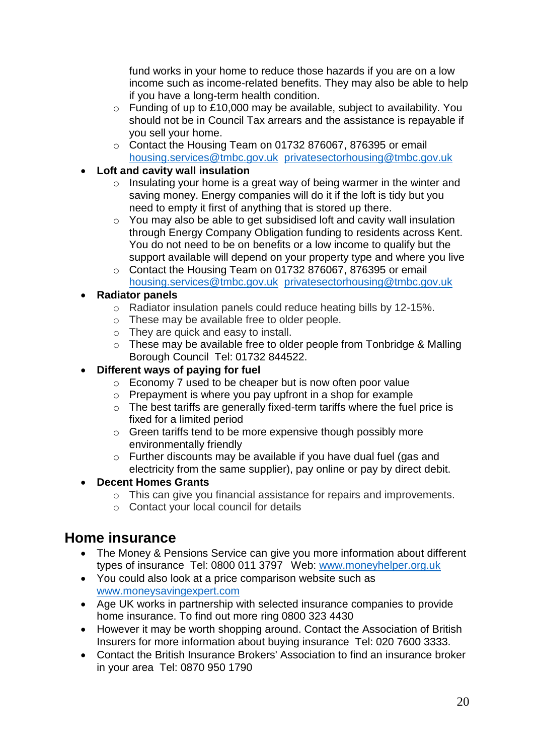- fund works in your home to reduce those hazards if you are on a low income such as income-related benefits. They may also be able to help if you have a long-term health condition.
    - Funding of up to £10,000 may be available, subject to availability. You should not be in Council Tax arrears and the assistance is repayable if you sell your home.
    - Contact the Housing Team on 01732 876067, 876395 or email [housing.services@tmbc.gov.uk](mailto:housing.services@tmbc.gov.uk) [privatesectorhousing@tmbc.gov.uk](mailto:privatesectorhousing@tmbc.gov.uk)
- **Loft and cavity wall insulation**
    - Insulating your home is a great way of being warmer in the winter and saving money. Energy companies will do it if the loft is tidy but you need to empty it first of anything that is stored up there.
    - You may also be able to get subsidised loft and cavity wall insulation through Energy Company Obligation funding to residents across Kent. You do not need to be on benefits or a low income to qualify but the support available will depend on your property type and where you live
    - Contact the Housing Team on 01732 876067, 876395 or email [housing.services@tmbc.gov.uk](mailto:housing.services@tmbc.gov.uk) [privatesectorhousing@tmbc.gov.uk](mailto:privatesectorhousing@tmbc.gov.uk)
- **Radiator panels**
    - Radiator insulation panels could reduce heating bills by 12-15%.
    - These may be available free to older people.
    - They are quick and easy to install.
    - These may be available free to older people from Tonbridge & Malling Borough Council Tel: 01732 844522.
- **Different ways of paying for fuel**
    - Economy 7 used to be cheaper but is now often poor value
    - Prepayment is where you pay upfront in a shop for example
    - The best tariffs are generally fixed-term tariffs where the fuel price is fixed for a limited period
    - Green tariffs tend to be more expensive though possibly more environmentally friendly
    - Further discounts may be available if you have dual fuel (gas and electricity from the same supplier), pay online or pay by direct debit.
- **Decent Homes Grants**
    - This can give you financial assistance for repairs and improvements.
    - Contact your local council for details

## Home insurance

- The Money & Pensions Service can give you more information about different types of insurance Tel: 0800 011 3797 Web: [www.moneyhelper.org.uk](http://www.moneyhelper.org.uk)
- You could also look at a price comparison website such as [www.moneysavingexpert.com](http://www.moneysavingexpert.com)
- Age UK works in partnership with selected insurance companies to provide home insurance. To find out more ring 0800 323 4430
- However it may be worth shopping around. Contact the Association of British Insurers for more information about buying insurance Tel: 020 7600 3333.
- Contact the British Insurance Brokers' Association to find an insurance broker in your area Tel: 0870 950 1790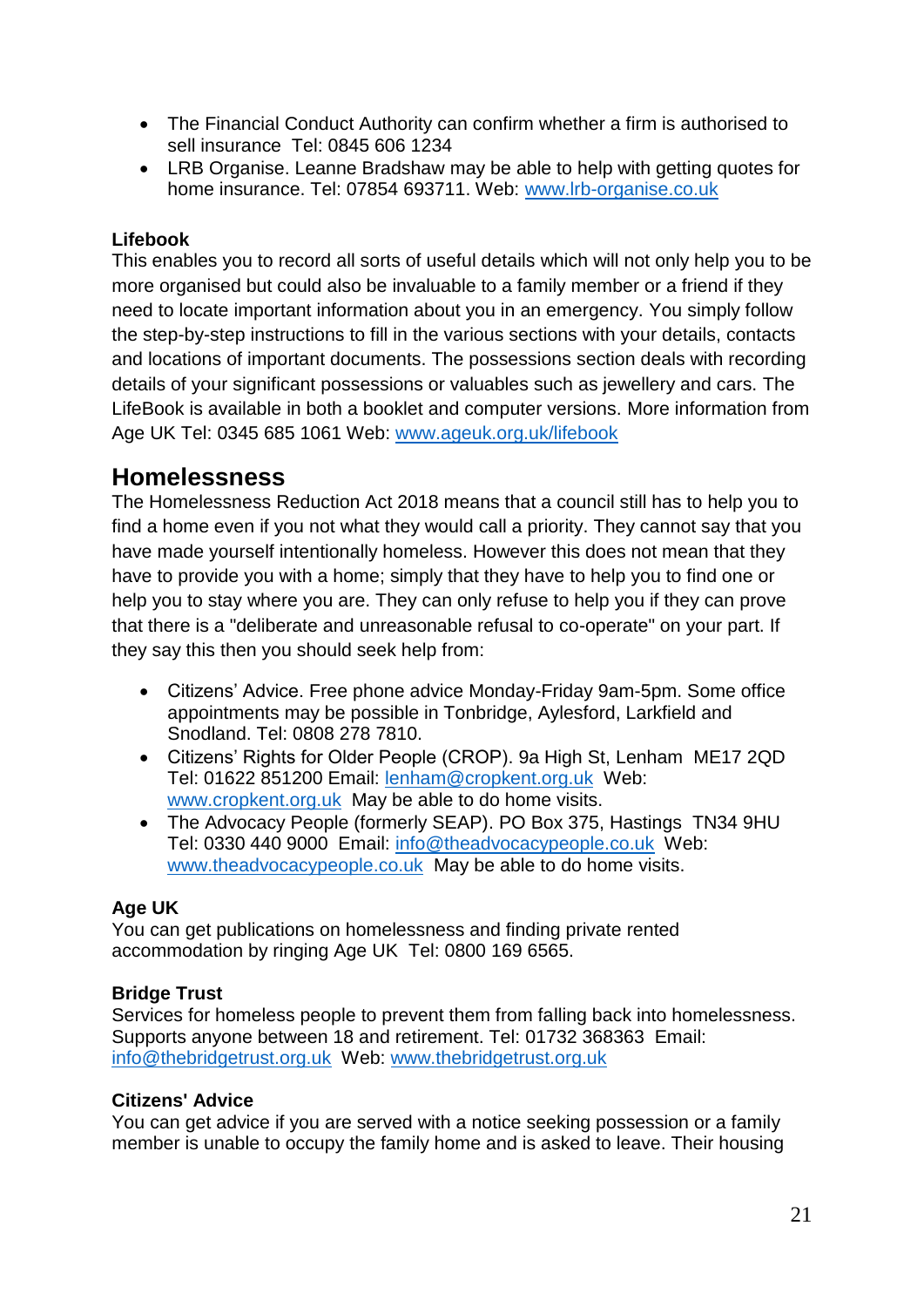- The Financial Conduct Authority can confirm whether a firm is authorised to sell insurance Tel: 0845 606 1234
- LRB Organise. Leanne Bradshaw may be able to help with getting quotes for home insurance. Tel: 07854 693711. Web: www.lrb-organise.co.uk

**Lifebook**

This enables you to record all sorts of useful details which will not only help you to be more organised but could also be invaluable to a family member or a friend if they need to locate important information about you in an emergency. You simply follow the step-by-step instructions to fill in the various sections with your details, contacts and locations of important documents. The possessions section deals with recording details of your significant possessions or valuables such as jewellery and cars. The LifeBook is available in both a booklet and computer versions. More information from Age UK Tel: 0345 685 1061 Web: www.ageuk.org.uk/lifebook

## Homelessness

The Homelessness Reduction Act 2018 means that a council still has to help you to find a home even if you not what they would call a priority. They cannot say that you have made yourself intentionally homeless. However this does not mean that they have to provide you with a home; simply that they have to help you to find one or help you to stay where you are. They can only refuse to help you if they can prove that there is a "deliberate and unreasonable refusal to co-operate" on your part. If they say this then you should seek help from:

- Citizens' Advice. Free phone advice Monday-Friday 9am-5pm. Some office appointments may be possible in Tonbridge, Aylesford, Larkfield and Snodland. Tel: 0808 278 7810.
- Citizens' Rights for Older People (CROP). 9a High St, Lenham ME17 2QD Tel: 01622 851200 Email: lenham@cropkent.org.uk Web: www.cropkent.org.uk May be able to do home visits.
- The Advocacy People (formerly SEAP). PO Box 375, Hastings TN34 9HU Tel: 0330 440 9000 Email: info@theadvocacypeople.co.uk Web: www.theadvocacypeople.co.uk May be able to do home visits.

**Age UK**

You can get publications on homelessness and finding private rented accommodation by ringing Age UK Tel: 0800 169 6565.

**Bridge Trust**

Services for homeless people to prevent them from falling back into homelessness. Supports anyone between 18 and retirement. Tel: 01732 368363 Email: info@thebridgetrust.org.uk Web: www.thebridgetrust.org.uk

**Citizens' Advice**

You can get advice if you are served with a notice seeking possession or a family member is unable to occupy the family home and is asked to leave. Their housing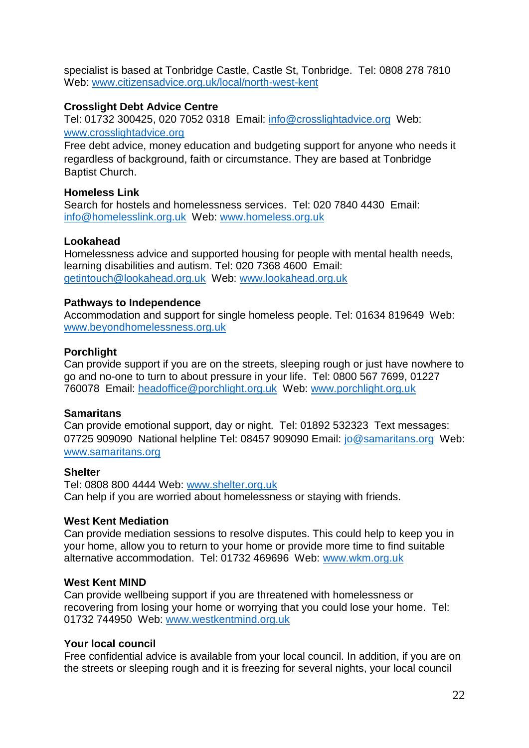specialist is based at Tonbridge Castle, Castle St, Tonbridge. Tel: 0808 278 7810 Web: www.citizensadvice.org.uk/local/north-west-kent

**Crosslight Debt Advice Centre**
Tel: 01732 300425, 020 7052 0318 Email: info@crosslightadvice.org Web: www.crosslightadvice.org
Free debt advice, money education and budgeting support for anyone who needs it regardless of background, faith or circumstance. They are based at Tonbridge Baptist Church.

**Homeless Link**
Search for hostels and homelessness services. Tel: 020 7840 4430 Email: info@homelesslink.org.uk Web: www.homeless.org.uk

**Lookahead**
Homelessness advice and supported housing for people with mental health needs, learning disabilities and autism. Tel: 020 7368 4600 Email: getintouch@lookahead.org.uk Web: www.lookahead.org.uk

**Pathways to Independence**
Accommodation and support for single homeless people. Tel: 01634 819649 Web: www.beyondhomelessness.org.uk

**Porchlight**
Can provide support if you are on the streets, sleeping rough or just have nowhere to go and no-one to turn to about pressure in your life. Tel: 0800 567 7699, 01227 760078 Email: headoffice@porchlight.org.uk Web: www.porchlight.org.uk

**Samaritans**
Can provide emotional support, day or night. Tel: 01892 532323 Text messages: 07725 909090 National helpline Tel: 08457 909090 Email: jo@samaritans.org Web: www.samaritans.org

**Shelter**
Tel: 0808 800 4444 Web: www.shelter.org.uk
Can help if you are worried about homelessness or staying with friends.

**West Kent Mediation**
Can provide mediation sessions to resolve disputes. This could help to keep you in your home, allow you to return to your home or provide more time to find suitable alternative accommodation. Tel: 01732 469696 Web: www.wkm.org.uk

**West Kent MIND**
Can provide wellbeing support if you are threatened with homelessness or recovering from losing your home or worrying that you could lose your home. Tel: 01732 744950 Web: www.westkentmind.org.uk

**Your local council**
Free confidential advice is available from your local council. In addition, if you are on the streets or sleeping rough and it is freezing for several nights, your local council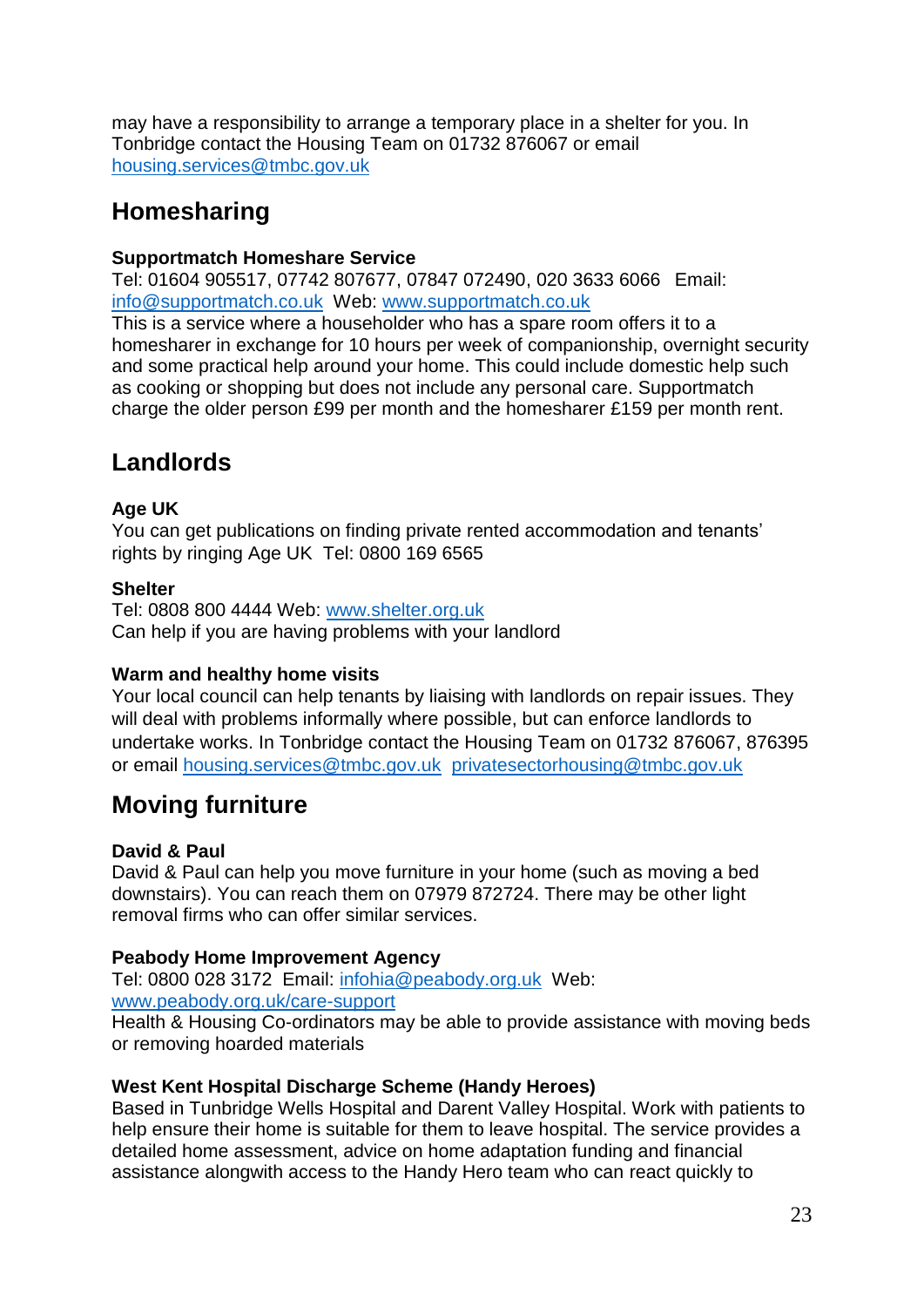may have a responsibility to arrange a temporary place in a shelter for you. In Tonbridge contact the Housing Team on 01732 876067 or email housing.services@tmbc.gov.uk

## Homesharing

**Supportmatch Homeshare Service**
Tel: 01604 905517, 07742 807677, 07847 072490, 020 3633 6066  Email: info@supportmatch.co.uk  Web: www.supportmatch.co.uk
This is a service where a householder who has a spare room offers it to a homesharer in exchange for 10 hours per week of companionship, overnight security and some practical help around your home. This could include domestic help such as cooking or shopping but does not include any personal care. Supportmatch charge the older person £99 per month and the homesharer £159 per month rent.

## Landlords

**Age UK**
You can get publications on finding private rented accommodation and tenants' rights by ringing Age UK  Tel: 0800 169 6565

**Shelter**
Tel: 0808 800 4444 Web: www.shelter.org.uk
Can help if you are having problems with your landlord

**Warm and healthy home visits**
Your local council can help tenants by liaising with landlords on repair issues. They will deal with problems informally where possible, but can enforce landlords to undertake works. In Tonbridge contact the Housing Team on 01732 876067, 876395 or email housing.services@tmbc.gov.uk  privatesectorhousing@tmbc.gov.uk

## Moving furniture

**David & Paul**
David & Paul can help you move furniture in your home (such as moving a bed downstairs). You can reach them on 07979 872724. There may be other light removal firms who can offer similar services.

**Peabody Home Improvement Agency**
Tel: 0800 028 3172  Email: infohia@peabody.org.uk  Web: www.peabody.org.uk/care-support
Health & Housing Co-ordinators may be able to provide assistance with moving beds or removing hoarded materials

**West Kent Hospital Discharge Scheme (Handy Heroes)**
Based in Tunbridge Wells Hospital and Darent Valley Hospital. Work with patients to help ensure their home is suitable for them to leave hospital. The service provides a detailed home assessment, advice on home adaptation funding and financial assistance alongwith access to the Handy Hero team who can react quickly to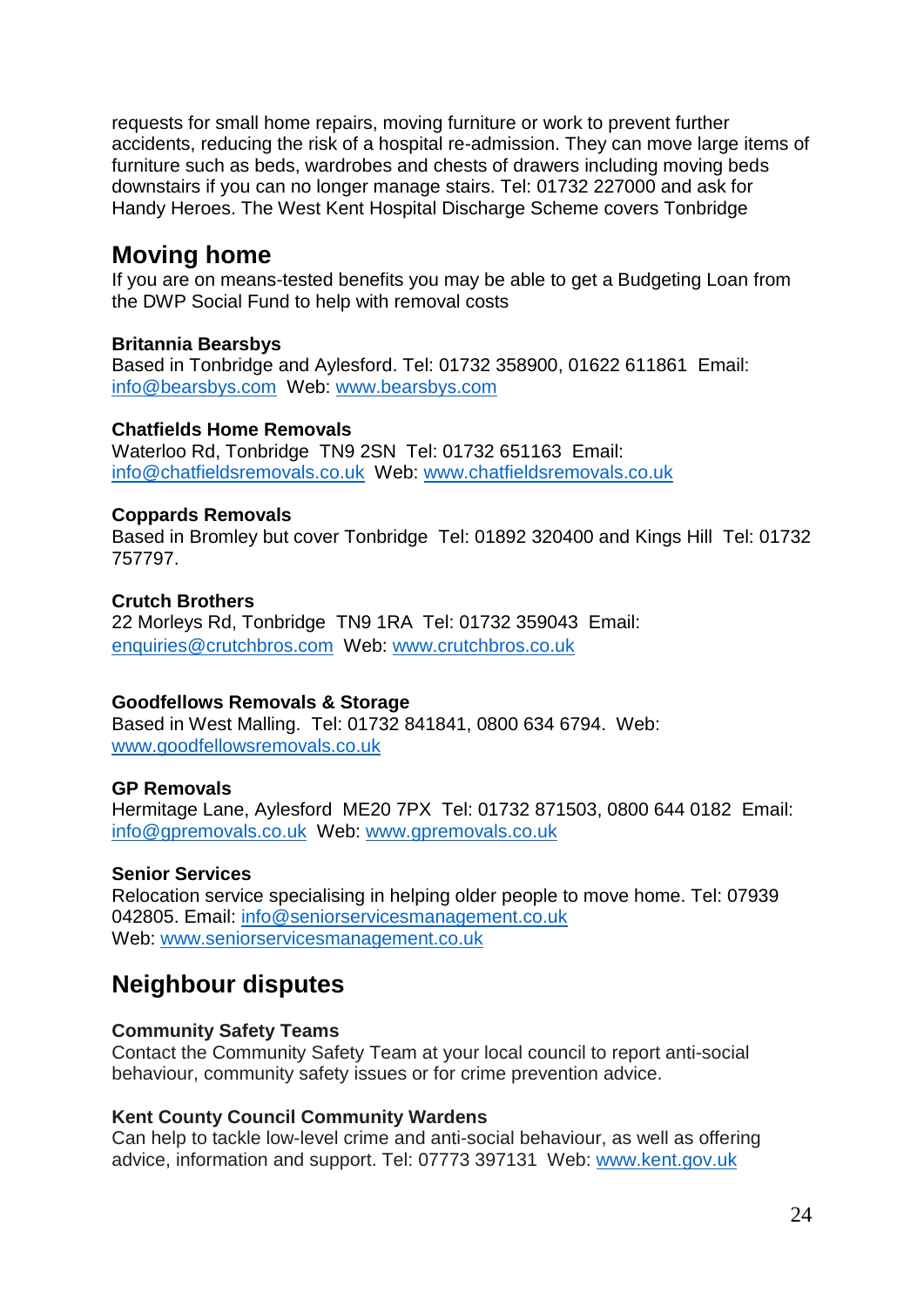requests for small home repairs, moving furniture or work to prevent further accidents, reducing the risk of a hospital re-admission. They can move large items of furniture such as beds, wardrobes and chests of drawers including moving beds downstairs if you can no longer manage stairs. Tel: 01732 227000 and ask for Handy Heroes. The West Kent Hospital Discharge Scheme covers Tonbridge

## Moving home

If you are on means-tested benefits you may be able to get a Budgeting Loan from the DWP Social Fund to help with removal costs

**Britannia Bearsbys**
Based in Tonbridge and Aylesford. Tel: 01732 358900, 01622 611861 Email: info@bearsbys.com Web: www.bearsbys.com

**Chatfields Home Removals**
Waterloo Rd, Tonbridge TN9 2SN Tel: 01732 651163 Email: info@chatfieldsremovals.co.uk Web: www.chatfieldsremovals.co.uk

**Coppards Removals**
Based in Bromley but cover Tonbridge Tel: 01892 320400 and Kings Hill Tel: 01732 757797.

**Crutch Brothers**
22 Morleys Rd, Tonbridge TN9 1RA Tel: 01732 359043 Email: enquiries@crutchbros.com Web: www.crutchbros.co.uk

**Goodfellows Removals & Storage**
Based in West Malling. Tel: 01732 841841, 0800 634 6794. Web: www.goodfellowsremovals.co.uk

**GP Removals**
Hermitage Lane, Aylesford ME20 7PX Tel: 01732 871503, 0800 644 0182 Email: info@gpremovals.co.uk Web: www.gpremovals.co.uk

**Senior Services**
Relocation service specialising in helping older people to move home. Tel: 07939 042805. Email: info@seniorservicesmanagement.co.uk
Web: www.seniorservicesmanagement.co.uk

## Neighbour disputes

**Community Safety Teams**
Contact the Community Safety Team at your local council to report anti-social behaviour, community safety issues or for crime prevention advice.

**Kent County Council Community Wardens**
Can help to tackle low-level crime and anti-social behaviour, as well as offering advice, information and support. Tel: 07773 397131 Web: www.kent.gov.uk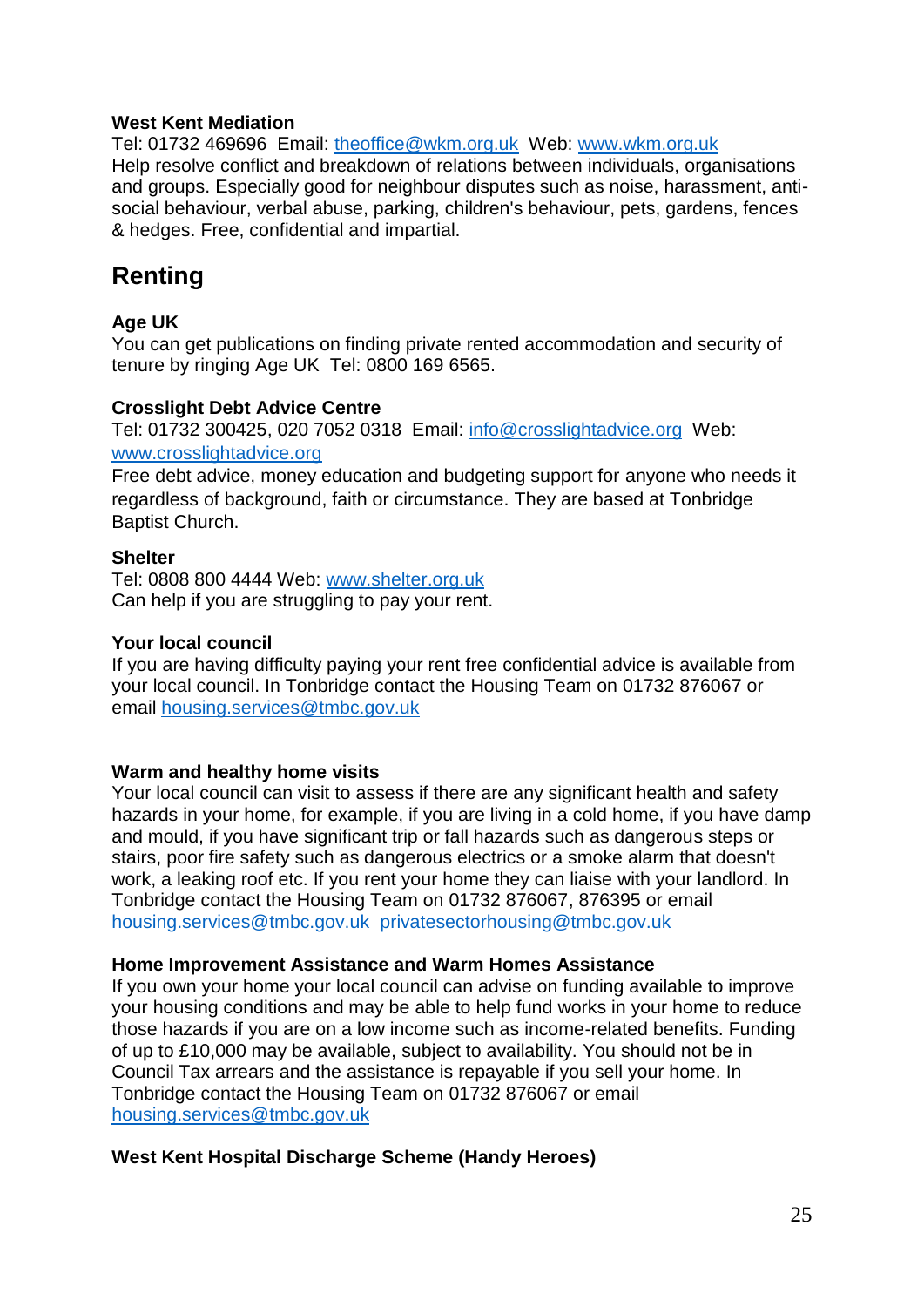### West Kent Mediation

Tel: 01732 469696  Email: theoffice@wkm.org.uk  Web: www.wkm.org.uk
Help resolve conflict and breakdown of relations between individuals, organisations and groups. Especially good for neighbour disputes such as noise, harassment, anti-social behaviour, verbal abuse, parking, children's behaviour, pets, gardens, fences & hedges. Free, confidential and impartial.

## Renting

### Age UK

You can get publications on finding private rented accommodation and security of tenure by ringing Age UK  Tel: 0800 169 6565.

### Crosslight Debt Advice Centre

Tel: 01732 300425, 020 7052 0318  Email: info@crosslightadvice.org  Web: www.crosslightadvice.org
Free debt advice, money education and budgeting support for anyone who needs it regardless of background, faith or circumstance. They are based at Tonbridge Baptist Church.

### Shelter

Tel: 0808 800 4444 Web: www.shelter.org.uk
Can help if you are struggling to pay your rent.

### Your local council

If you are having difficulty paying your rent free confidential advice is available from your local council. In Tonbridge contact the Housing Team on 01732 876067 or email housing.services@tmbc.gov.uk

### Warm and healthy home visits

Your local council can visit to assess if there are any significant health and safety hazards in your home, for example, if you are living in a cold home, if you have damp and mould, if you have significant trip or fall hazards such as dangerous steps or stairs, poor fire safety such as dangerous electrics or a smoke alarm that doesn't work, a leaking roof etc. If you rent your home they can liaise with your landlord. In Tonbridge contact the Housing Team on 01732 876067, 876395 or email housing.services@tmbc.gov.uk  privatesectorhousing@tmbc.gov.uk

### Home Improvement Assistance and Warm Homes Assistance

If you own your home your local council can advise on funding available to improve your housing conditions and may be able to help fund works in your home to reduce those hazards if you are on a low income such as income-related benefits. Funding of up to £10,000 may be available, subject to availability. You should not be in Council Tax arrears and the assistance is repayable if you sell your home. In Tonbridge contact the Housing Team on 01732 876067 or email housing.services@tmbc.gov.uk

### West Kent Hospital Discharge Scheme (Handy Heroes)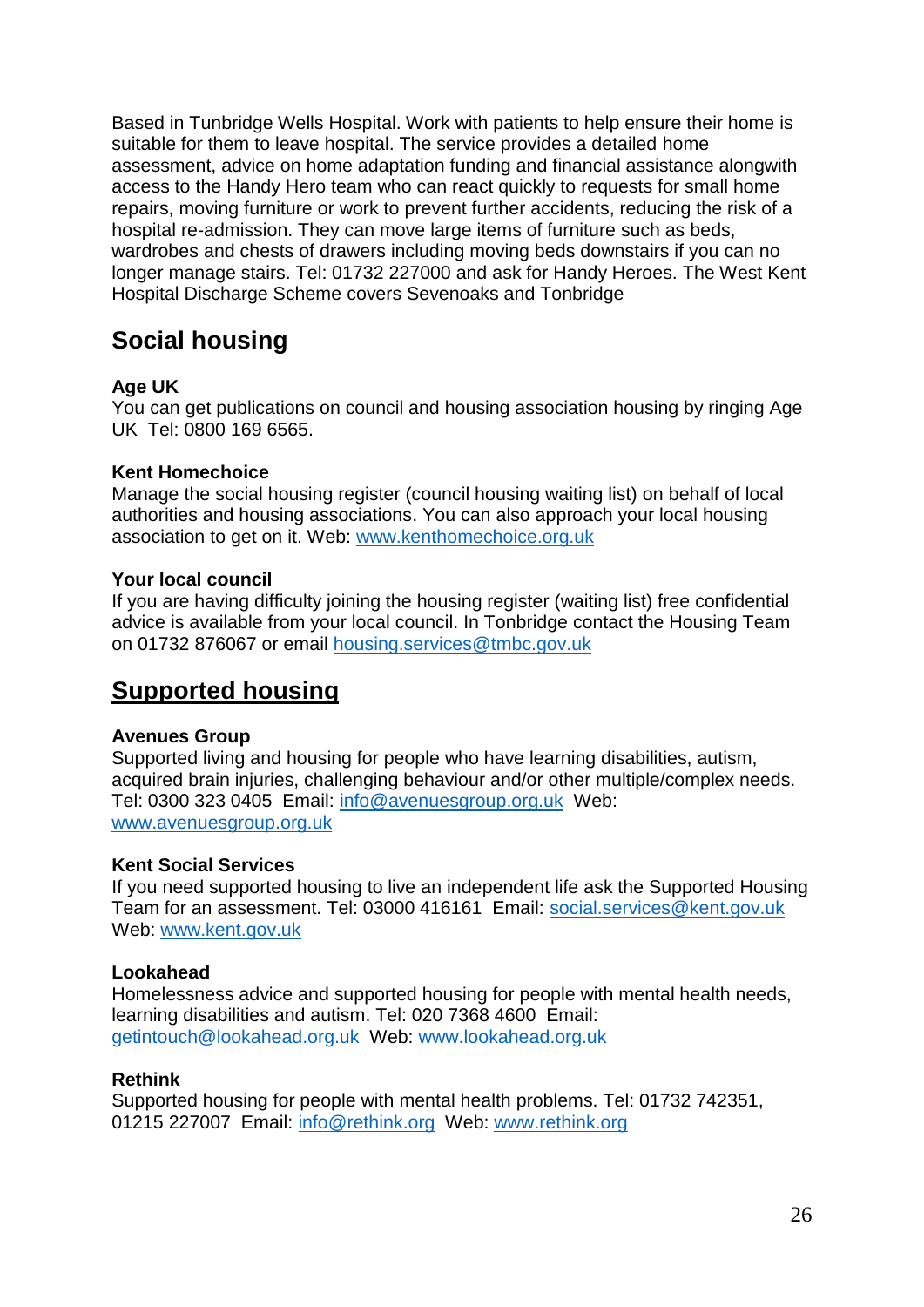Based in Tunbridge Wells Hospital. Work with patients to help ensure their home is suitable for them to leave hospital. The service provides a detailed home assessment, advice on home adaptation funding and financial assistance alongwith access to the Handy Hero team who can react quickly to requests for small home repairs, moving furniture or work to prevent further accidents, reducing the risk of a hospital re-admission. They can move large items of furniture such as beds, wardrobes and chests of drawers including moving beds downstairs if you can no longer manage stairs. Tel: 01732 227000 and ask for Handy Heroes. The West Kent Hospital Discharge Scheme covers Sevenoaks and Tonbridge

## Social housing

**Age UK**
You can get publications on council and housing association housing by ringing Age UK Tel: 0800 169 6565.

**Kent Homechoice**
Manage the social housing register (council housing waiting list) on behalf of local authorities and housing associations. You can also approach your local housing association to get on it. Web: www.kenthomechoice.org.uk

**Your local council**
If you are having difficulty joining the housing register (waiting list) free confidential advice is available from your local council. In Tonbridge contact the Housing Team on 01732 876067 or email housing.services@tmbc.gov.uk

## Supported housing

**Avenues Group**
Supported living and housing for people who have learning disabilities, autism, acquired brain injuries, challenging behaviour and/or other multiple/complex needs. Tel: 0300 323 0405 Email: info@avenuesgroup.org.uk Web: www.avenuesgroup.org.uk

**Kent Social Services**
If you need supported housing to live an independent life ask the Supported Housing Team for an assessment. Tel: 03000 416161 Email: social.services@kent.gov.uk Web: www.kent.gov.uk

**Lookahead**
Homelessness advice and supported housing for people with mental health needs, learning disabilities and autism. Tel: 020 7368 4600 Email: getintouch@lookahead.org.uk Web: www.lookahead.org.uk

**Rethink**
Supported housing for people with mental health problems. Tel: 01732 742351, 01215 227007 Email: info@rethink.org Web: www.rethink.org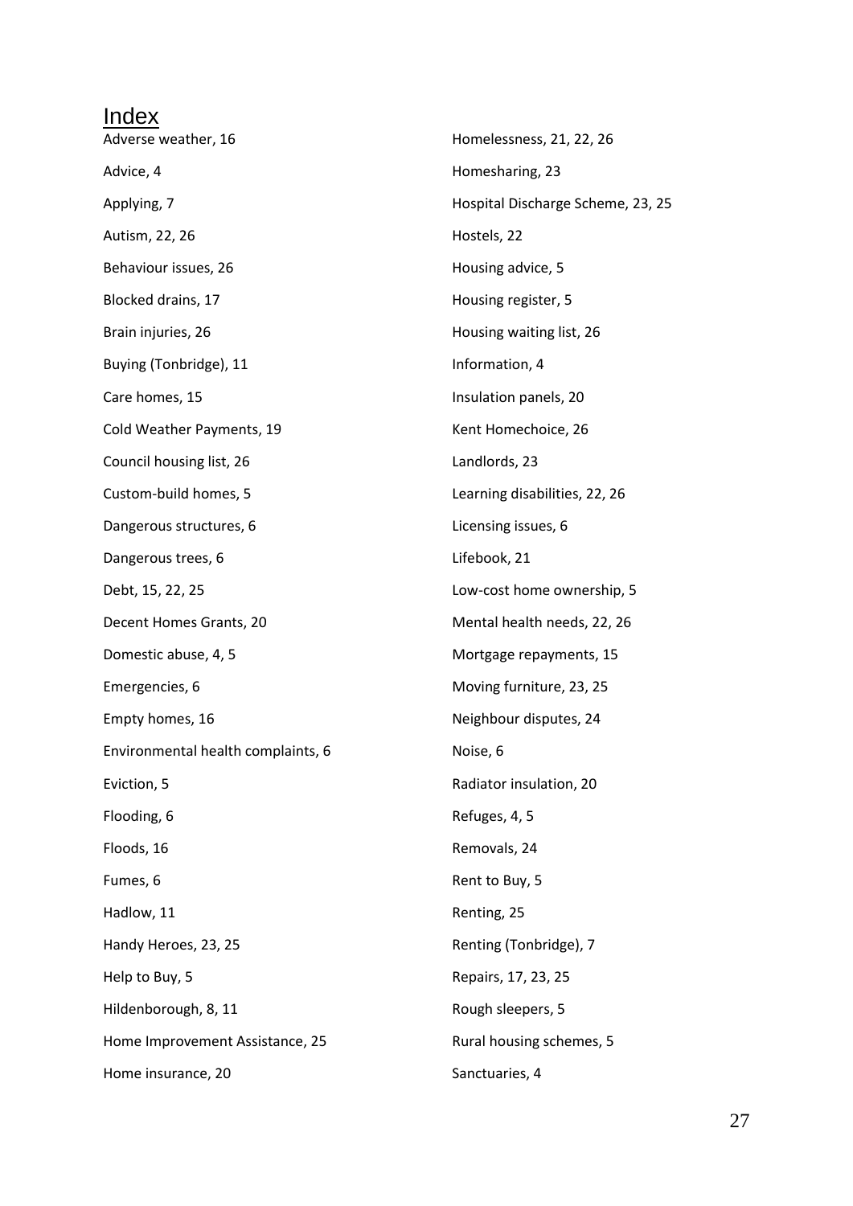# Index

Adverse weather, 16

Advice, 4

Applying, 7

Autism, 22, 26

Behaviour issues, 26

Blocked drains, 17

Brain injuries, 26

Buying (Tonbridge), 11

Care homes, 15

Cold Weather Payments, 19

Council housing list, 26

Custom-build homes, 5

Dangerous structures, 6

Dangerous trees, 6

Debt, 15, 22, 25

Decent Homes Grants, 20

Domestic abuse, 4, 5

Emergencies, 6

Empty homes, 16

Environmental health complaints, 6

Eviction, 5

Flooding, 6

Floods, 16

Fumes, 6

Hadlow, 11

Handy Heroes, 23, 25

Help to Buy, 5

Hildenborough, 8, 11

Home Improvement Assistance, 25

Home insurance, 20

Homelessness, 21, 22, 26

Homesharing, 23

Hospital Discharge Scheme, 23, 25

Hostels, 22

Housing advice, 5

Housing register, 5

Housing waiting list, 26

Information, 4

Insulation panels, 20

Kent Homechoice, 26

Landlords, 23

Learning disabilities, 22, 26

Licensing issues, 6

Lifebook, 21

Low-cost home ownership, 5

Mental health needs, 22, 26

Mortgage repayments, 15

Moving furniture, 23, 25

Neighbour disputes, 24

Noise, 6

Radiator insulation, 20

Refuges, 4, 5

Removals, 24

Rent to Buy, 5

Renting, 25

Renting (Tonbridge), 7

Repairs, 17, 23, 25

Rough sleepers, 5

Rural housing schemes, 5

Sanctuaries, 4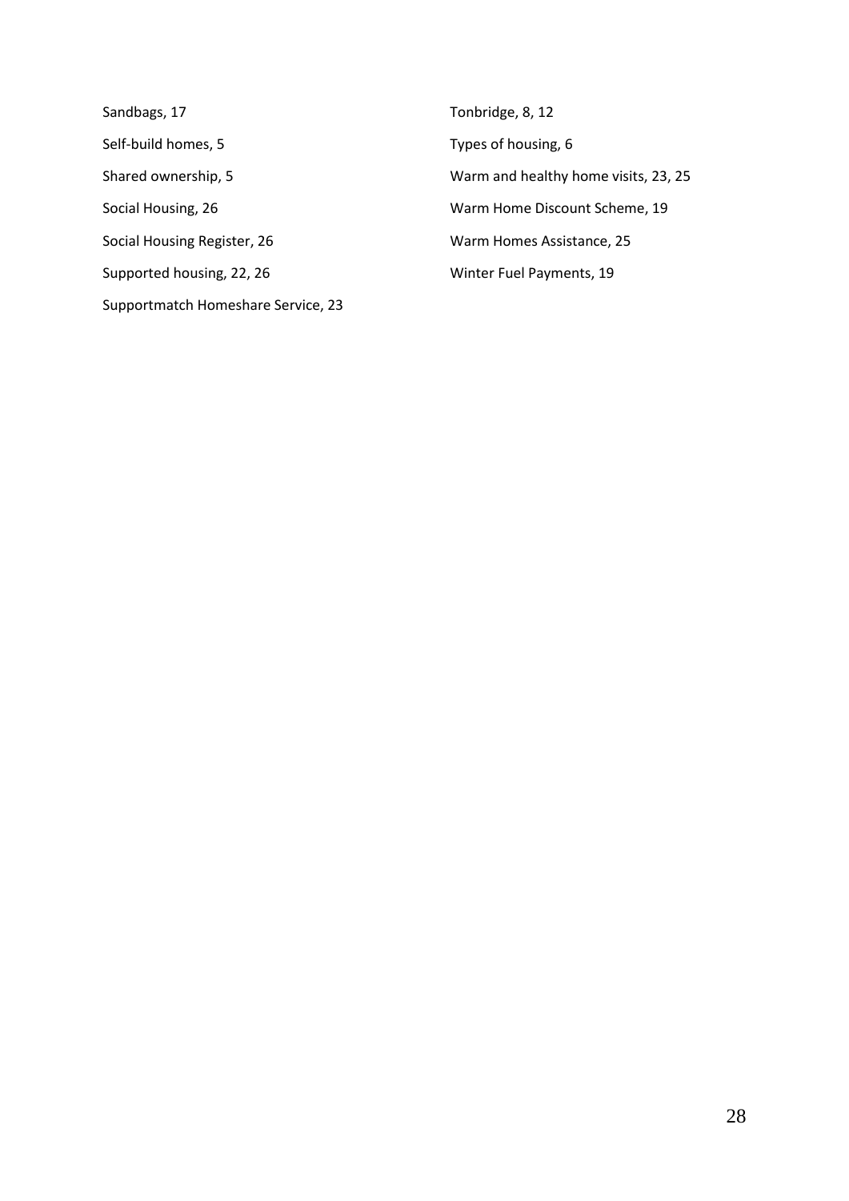Sandbags, 17

Self-build homes, 5

Shared ownership, 5

Social Housing, 26

Social Housing Register, 26

Supported housing, 22, 26

Supportmatch Homeshare Service, 23

Tonbridge, 8, 12

Types of housing, 6

Warm and healthy home visits, 23, 25

Warm Home Discount Scheme, 19

Warm Homes Assistance, 25

Winter Fuel Payments, 19